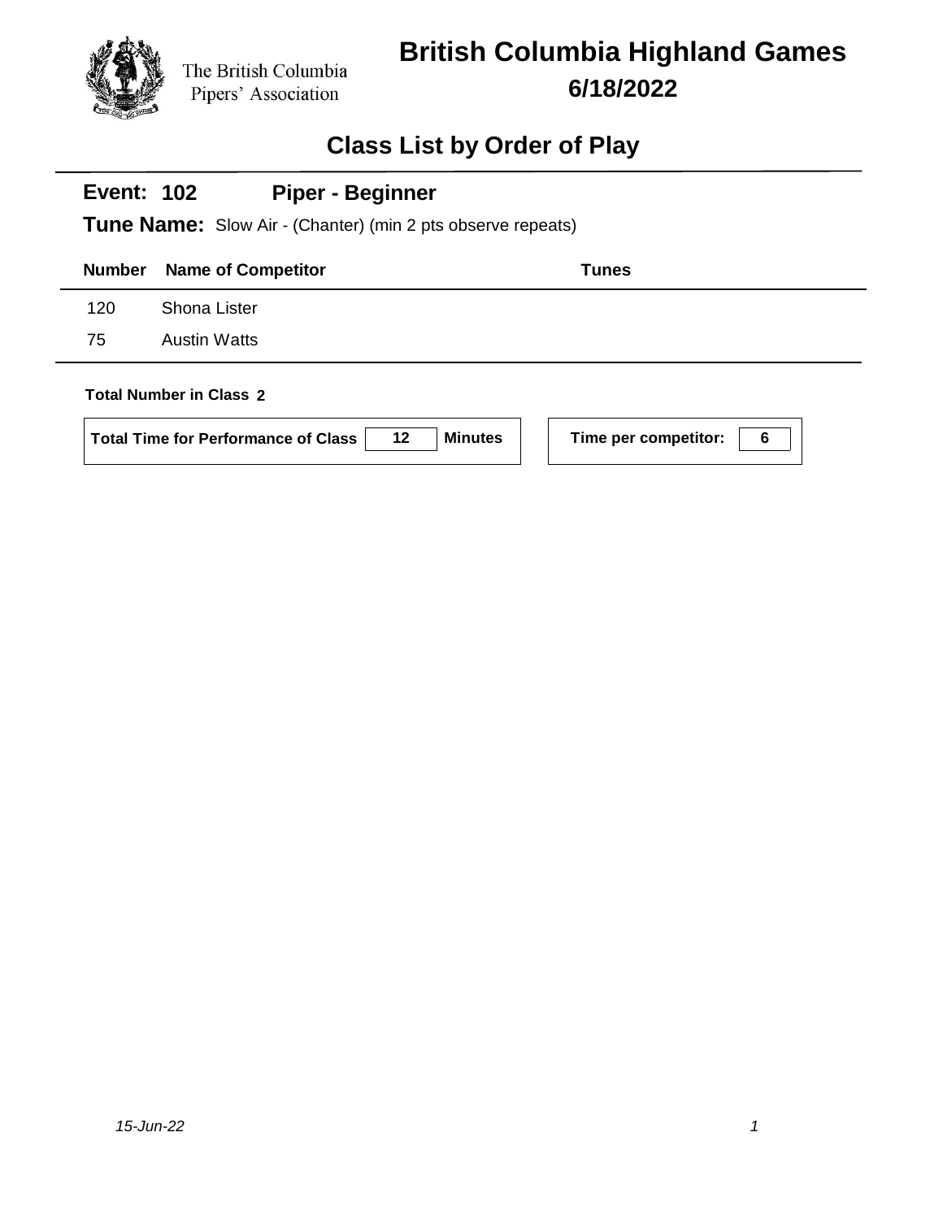The British Columbia Pipers' Association

# British Columbia Highland Games

**6/18/2022**

## Class List by Order of Play

### Event: 102 Piper - Beginner

**Tune Name:** Slow Air - (Chanter) (min 2 pts observe repeats)

| Number | Name of Competitor | Tunes |
|---|---|---|
| 120 | Shona Lister | |
| 75 | Austin Watts | |

**Total Number in Class 2**

**Total Time for Performance of Class 12 Minutes**

**Time per competitor: 6**

*15-Jun-22*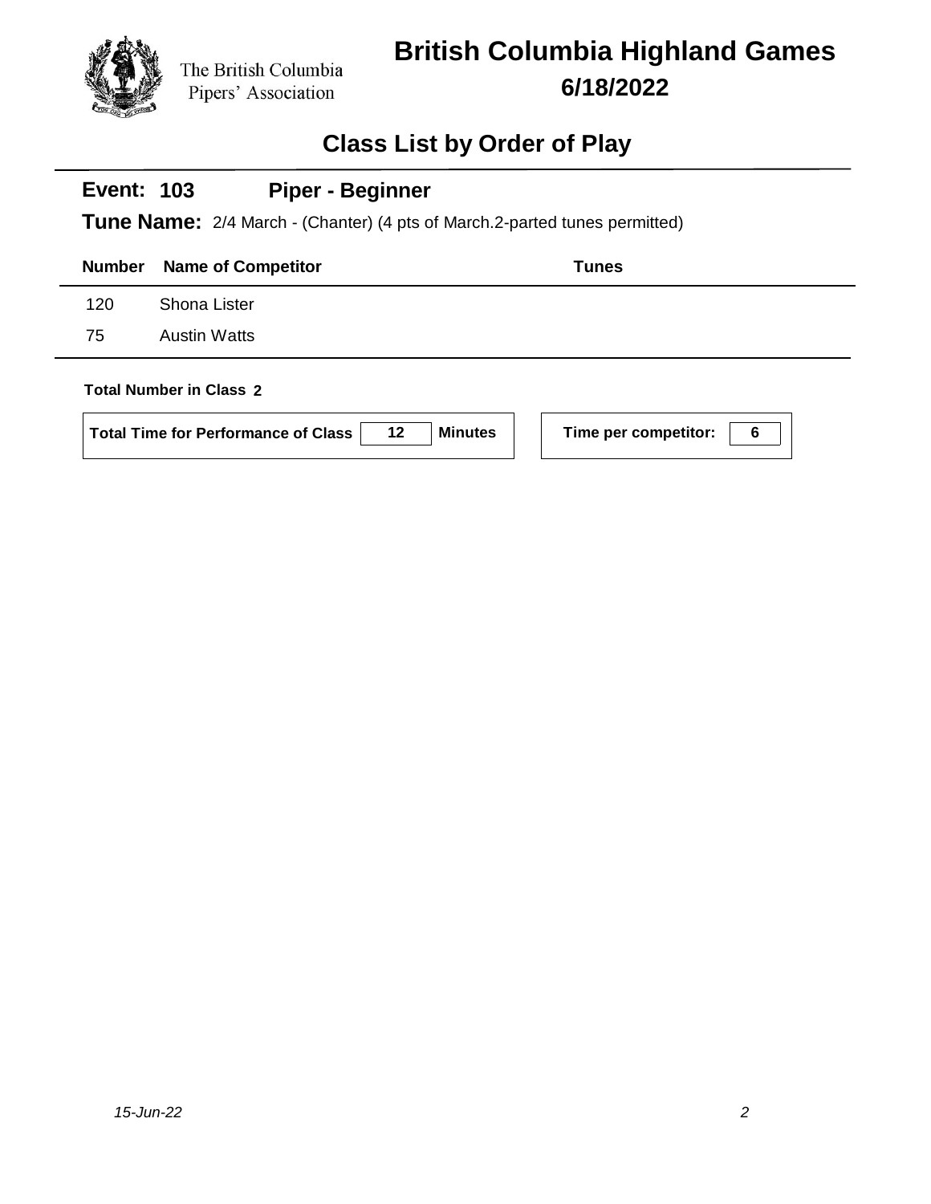The British Columbia Pipers' Association

# British Columbia Highland Games

## 6/18/2022

## Class List by Order of Play

### Event: 103 Piper - Beginner

**Tune Name:** 2/4 March - (Chanter) (4 pts of March.2-parted tunes permitted)

| Number | Name of Competitor | Tunes |
|---|---|---|
| 120 | Shona Lister | |
| 75 | Austin Watts | |

**Total Number in Class 2**

**Total Time for Performance of Class** 12 **Minutes**

**Time per competitor:** 6

*15-Jun-22*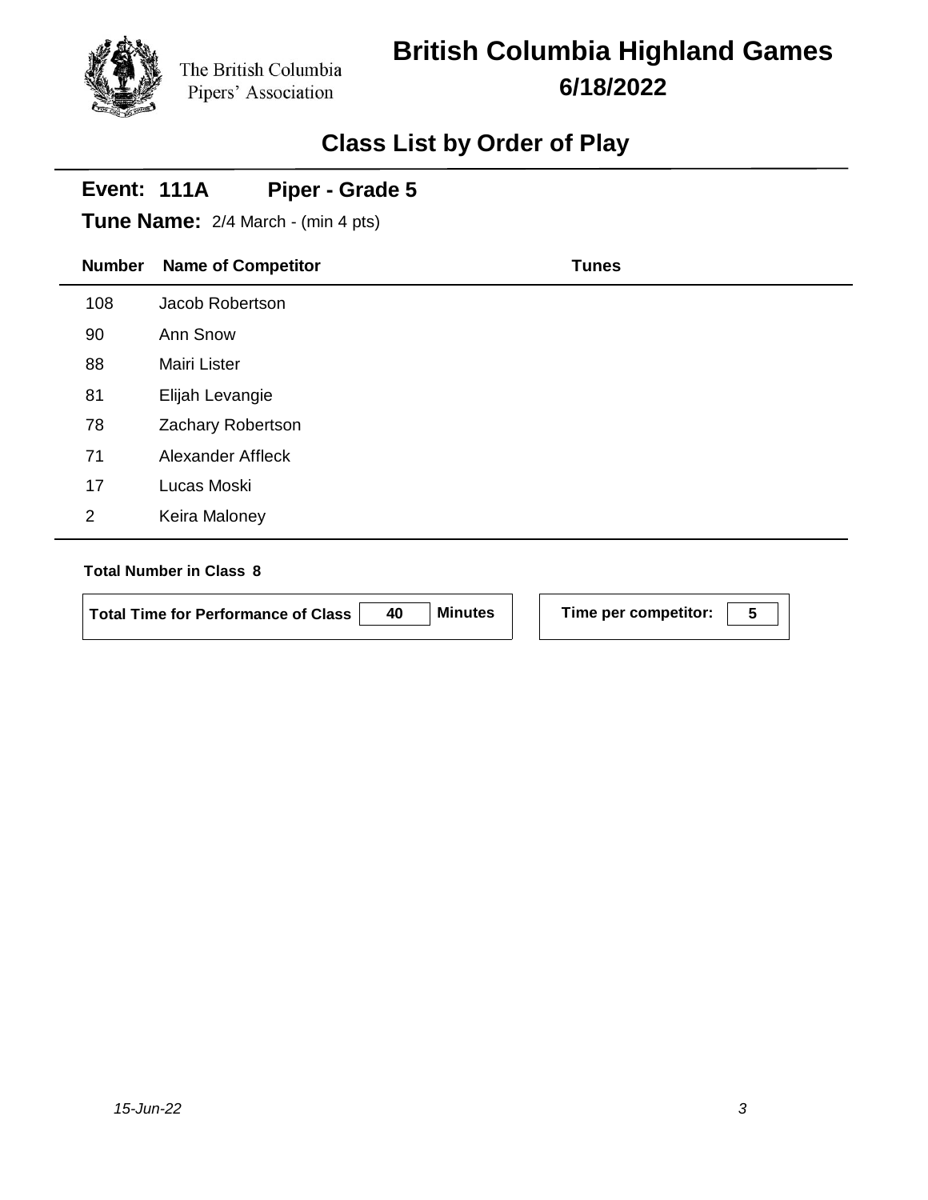The British Columbia Pipers' Association

# British Columbia Highland Games

## 6/18/2022

## Class List by Order of Play

**Event: 111A Piper - Grade 5**

**Tune Name:** 2/4 March - (min 4 pts)

| Number | Name of Competitor | Tunes |
|---|---|---|
| 108 | Jacob Robertson | |
| 90 | Ann Snow | |
| 88 | Mairi Lister | |
| 81 | Elijah Levangie | |
| 78 | Zachary Robertson | |
| 71 | Alexander Affleck | |
| 17 | Lucas Moski | |
| 2 | Keira Maloney | |

**Total Number in Class 8**

**Total Time for Performance of Class** 40 **Minutes**

**Time per competitor:** 5

*15-Jun-22*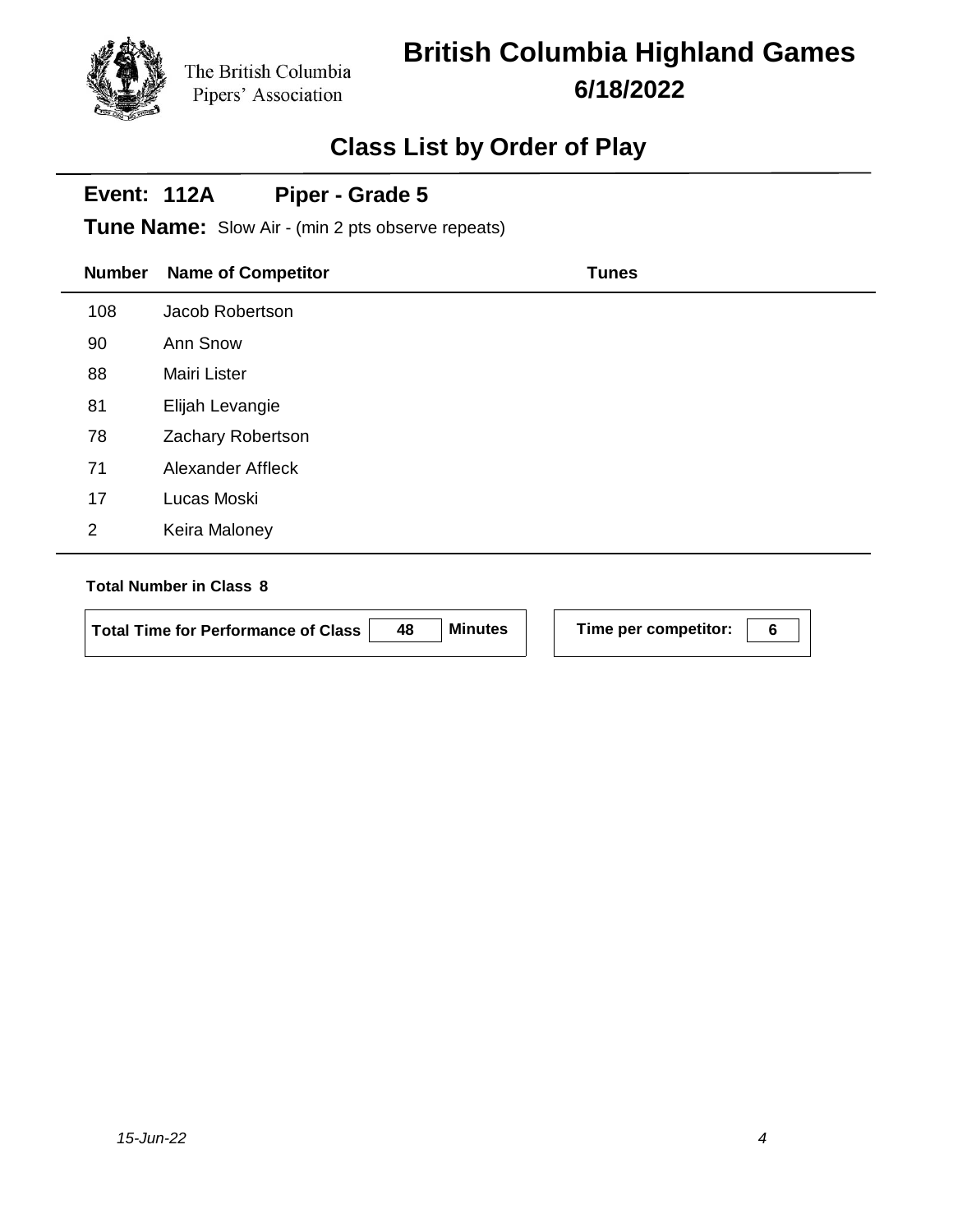The British Columbia Pipers' Association

# British Columbia Highland Games

**6/18/2022**

## Class List by Order of Play

### Event: 112A Piper - Grade 5

**Tune Name:** Slow Air - (min 2 pts observe repeats)

| Number | Name of Competitor | Tunes |
|---|---|---|
| 108 | Jacob Robertson | |
| 90 | Ann Snow | |
| 88 | Mairi Lister | |
| 81 | Elijah Levangie | |
| 78 | Zachary Robertson | |
| 71 | Alexander Affleck | |
| 17 | Lucas Moski | |
| 2 | Keira Maloney | |

**Total Number in Class 8**

**Total Time for Performance of Class** 48 **Minutes**

**Time per competitor:** 6

*15-Jun-22*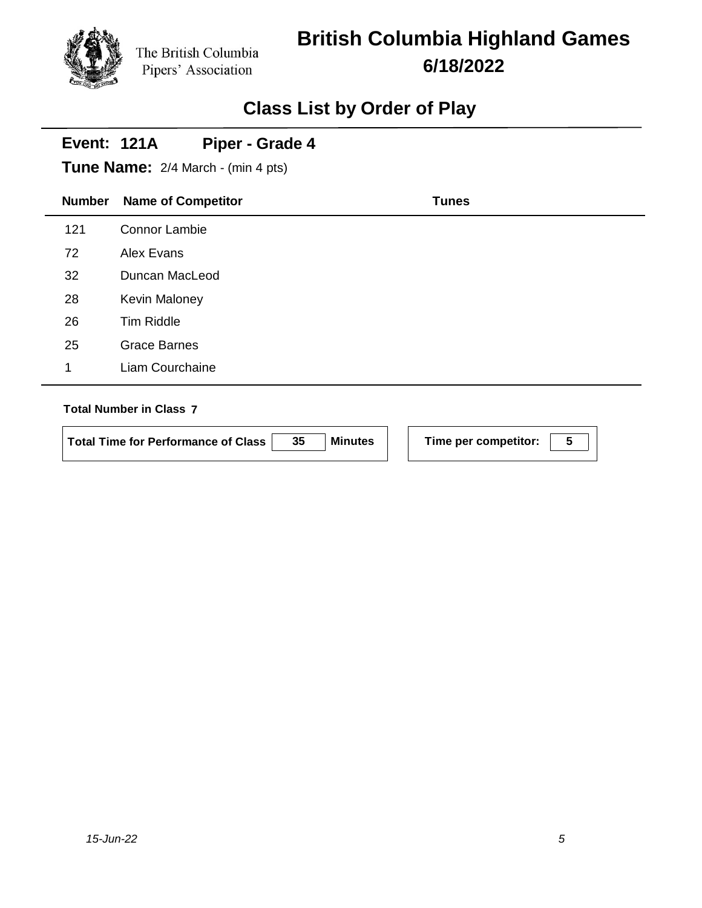The British Columbia Pipers' Association

# British Columbia Highland Games

**6/18/2022**

## Class List by Order of Play

**Event: 121A  Piper - Grade 4**

**Tune Name:** 2/4 March - (min 4 pts)

| Number | Name of Competitor | Tunes |
|---|---|---|
| 121 | Connor Lambie | |
| 72 | Alex Evans | |
| 32 | Duncan MacLeod | |
| 28 | Kevin Maloney | |
| 26 | Tim Riddle | |
| 25 | Grace Barnes | |
| 1 | Liam Courchaine | |

**Total Number in Class 7**

**Total Time for Performance of Class** 35 **Minutes**

**Time per competitor:** 5

*15-Jun-22*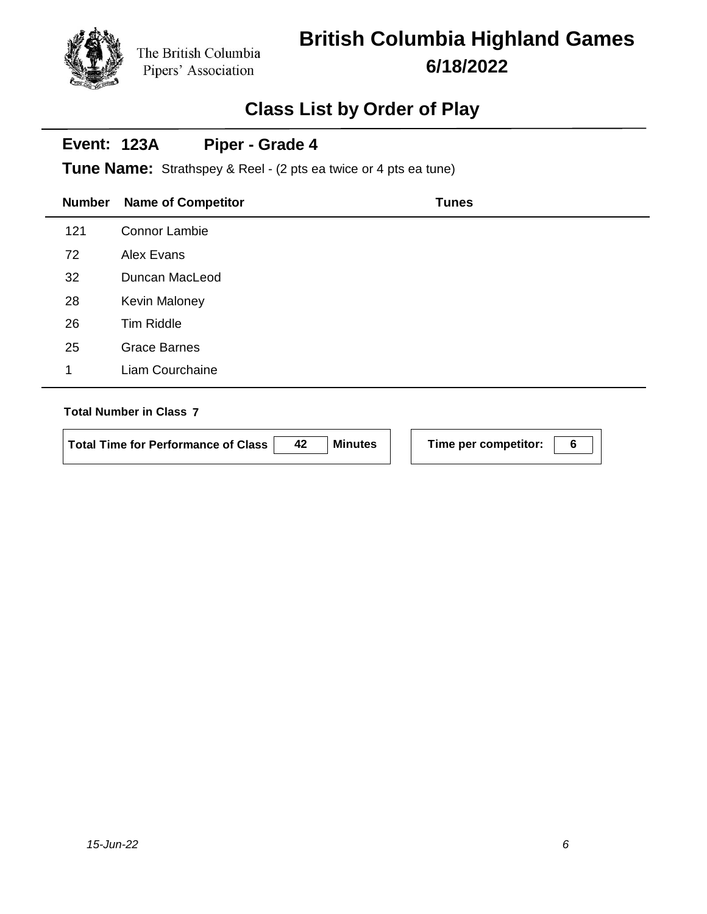The British Columbia Pipers' Association

# British Columbia Highland Games

**6/18/2022**

## Class List by Order of Play

**Event: 123A Piper - Grade 4**

**Tune Name:** Strathspey & Reel - (2 pts ea twice or 4 pts ea tune)

| Number | Name of Competitor | Tunes |
|---|---|---|
| 121 | Connor Lambie | |
| 72 | Alex Evans | |
| 32 | Duncan MacLeod | |
| 28 | Kevin Maloney | |
| 26 | Tim Riddle | |
| 25 | Grace Barnes | |
| 1 | Liam Courchaine | |

**Total Number in Class 7**

**Total Time for Performance of Class** 42 **Minutes**

**Time per competitor:** 6

*15-Jun-22*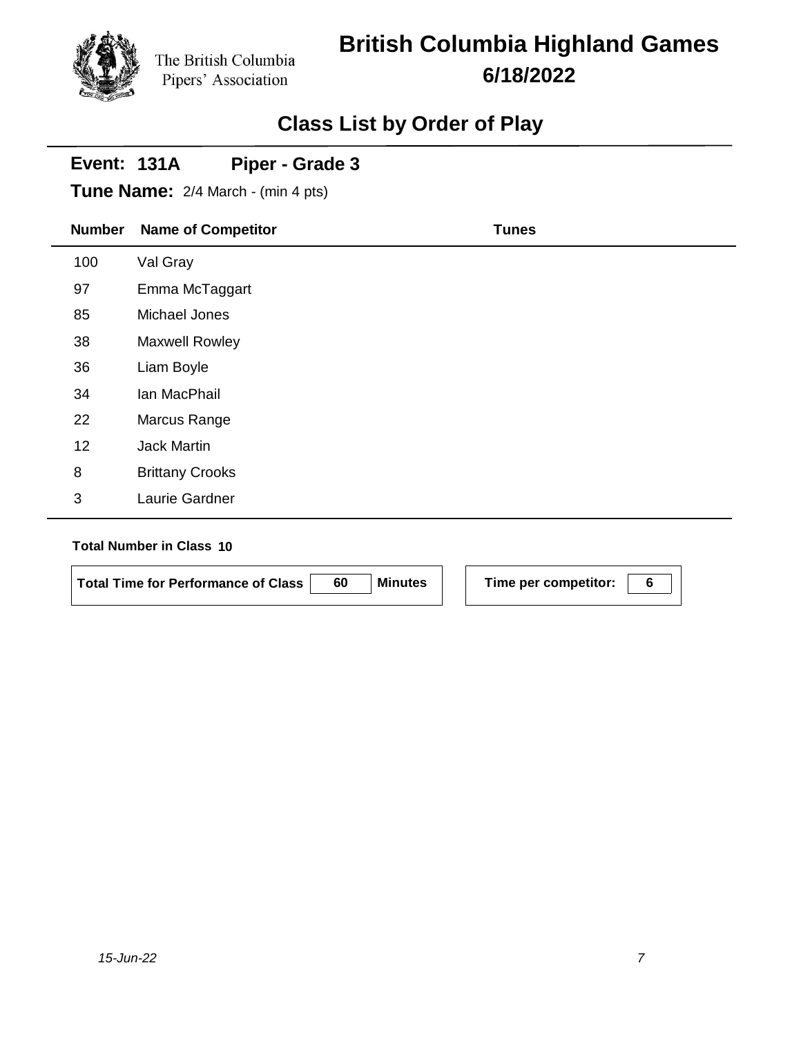The British Columbia Pipers' Association

# British Columbia Highland Games

**6/18/2022**

## Class List by Order of Play

**Event: 131A** **Piper - Grade 3**

**Tune Name:** 2/4 March - (min 4 pts)

| Number | Name of Competitor | Tunes |
|---|---|---|
| 100 | Val Gray | |
| 97 | Emma McTaggart | |
| 85 | Michael Jones | |
| 38 | Maxwell Rowley | |
| 36 | Liam Boyle | |
| 34 | Ian MacPhail | |
| 22 | Marcus Range | |
| 12 | Jack Martin | |
| 8 | Brittany Crooks | |
| 3 | Laurie Gardner | |

**Total Number in Class 10**

**Total Time for Performance of Class** 60 **Minutes**

**Time per competitor:** 6

*15-Jun-22*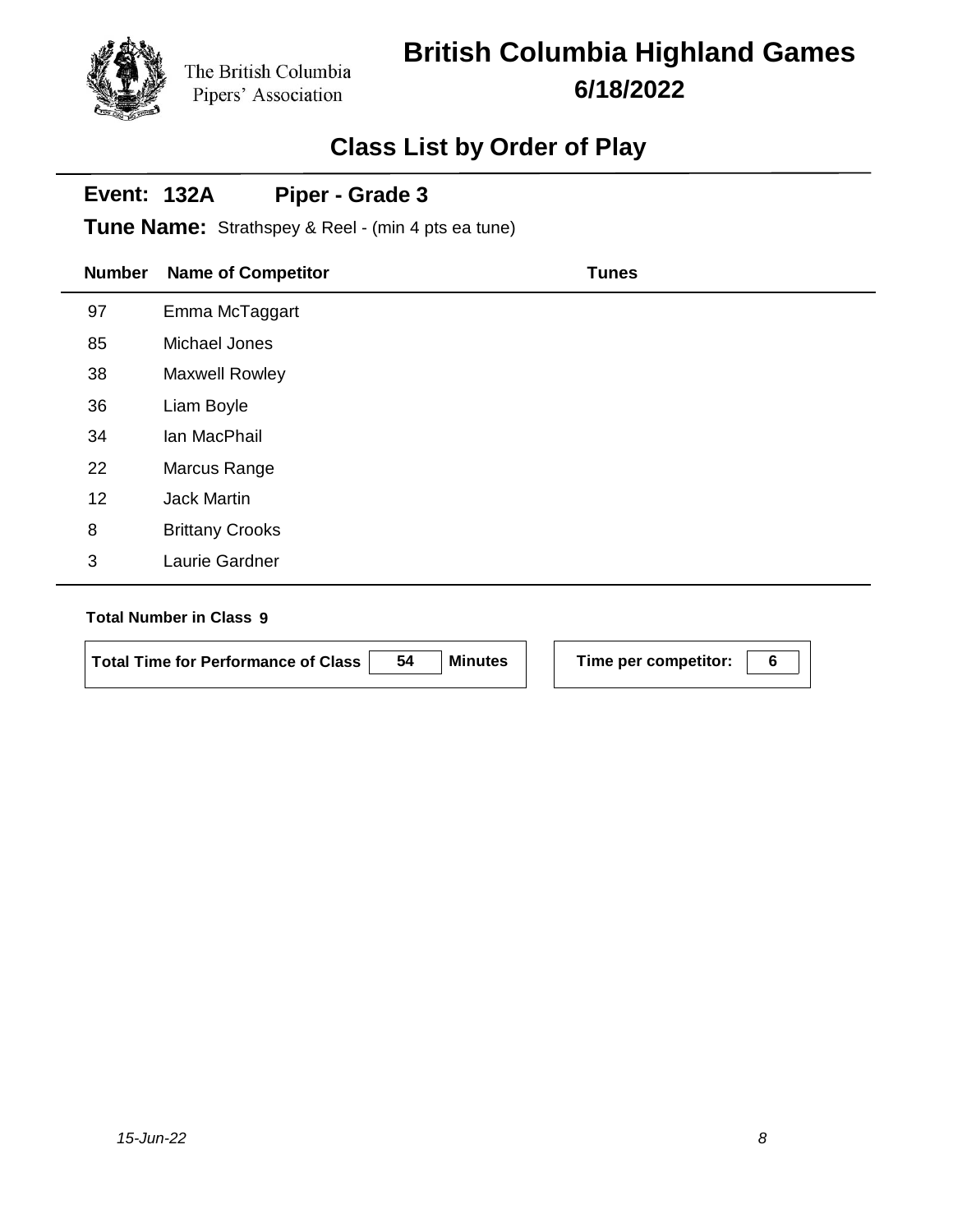The British Columbia Pipers' Association

# British Columbia Highland Games

**6/18/2022**

## Class List by Order of Play

**Event: 132A** **Piper - Grade 3**

**Tune Name:** Strathspey & Reel - (min 4 pts ea tune)

| Number | Name of Competitor | Tunes |
|---|---|---|
| 97 | Emma McTaggart | |
| 85 | Michael Jones | |
| 38 | Maxwell Rowley | |
| 36 | Liam Boyle | |
| 34 | Ian MacPhail | |
| 22 | Marcus Range | |
| 12 | Jack Martin | |
| 8 | Brittany Crooks | |
| 3 | Laurie Gardner | |

**Total Number in Class 9**

**Total Time for Performance of Class** 54 **Minutes**

**Time per competitor:** 6

*15-Jun-22*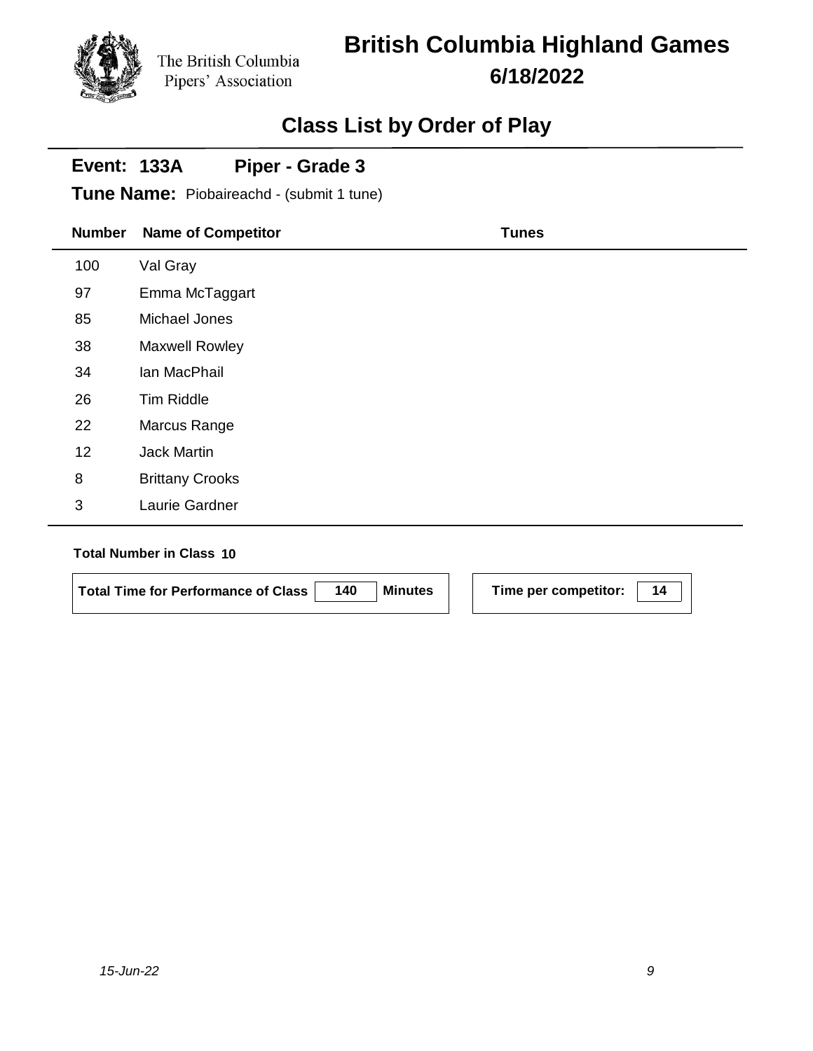The British Columbia Pipers' Association

# British Columbia Highland Games

**6/18/2022**

## Class List by Order of Play

**Event: 133A** **Piper - Grade 3**

**Tune Name:** Piobaireachd - (submit 1 tune)

| Number | Name of Competitor | Tunes |
|---|---|---|
| 100 | Val Gray | |
| 97 | Emma McTaggart | |
| 85 | Michael Jones | |
| 38 | Maxwell Rowley | |
| 34 | Ian MacPhail | |
| 26 | Tim Riddle | |
| 22 | Marcus Range | |
| 12 | Jack Martin | |
| 8 | Brittany Crooks | |
| 3 | Laurie Gardner | |

**Total Number in Class 10**

**Total Time for Performance of Class** 140 **Minutes**

**Time per competitor:** 14

*15-Jun-22*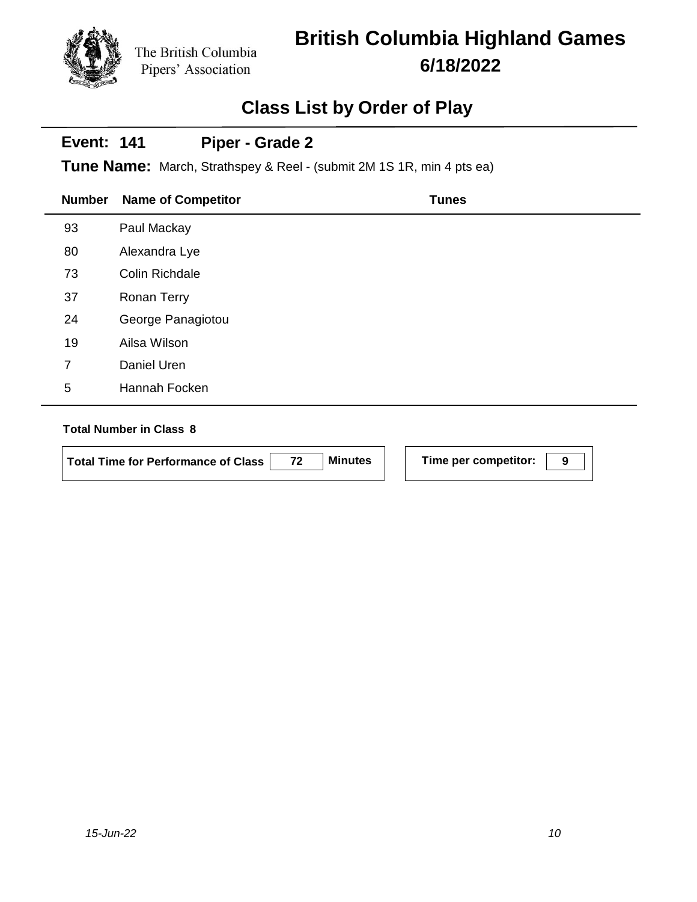The British Columbia Pipers' Association

# British Columbia Highland Games

**6/18/2022**

## Class List by Order of Play

**Event: 141 Piper - Grade 2**

**Tune Name:** March, Strathspey & Reel - (submit 2M 1S 1R, min 4 pts ea)

| Number | Name of Competitor | Tunes |
|---|---|---|
| 93 | Paul Mackay | |
| 80 | Alexandra Lye | |
| 73 | Colin Richdale | |
| 37 | Ronan Terry | |
| 24 | George Panagiotou | |
| 19 | Ailsa Wilson | |
| 7 | Daniel Uren | |
| 5 | Hannah Focken | |

**Total Number in Class 8**

**Total Time for Performance of Class** 72 **Minutes**

**Time per competitor:** 9

*15-Jun-22*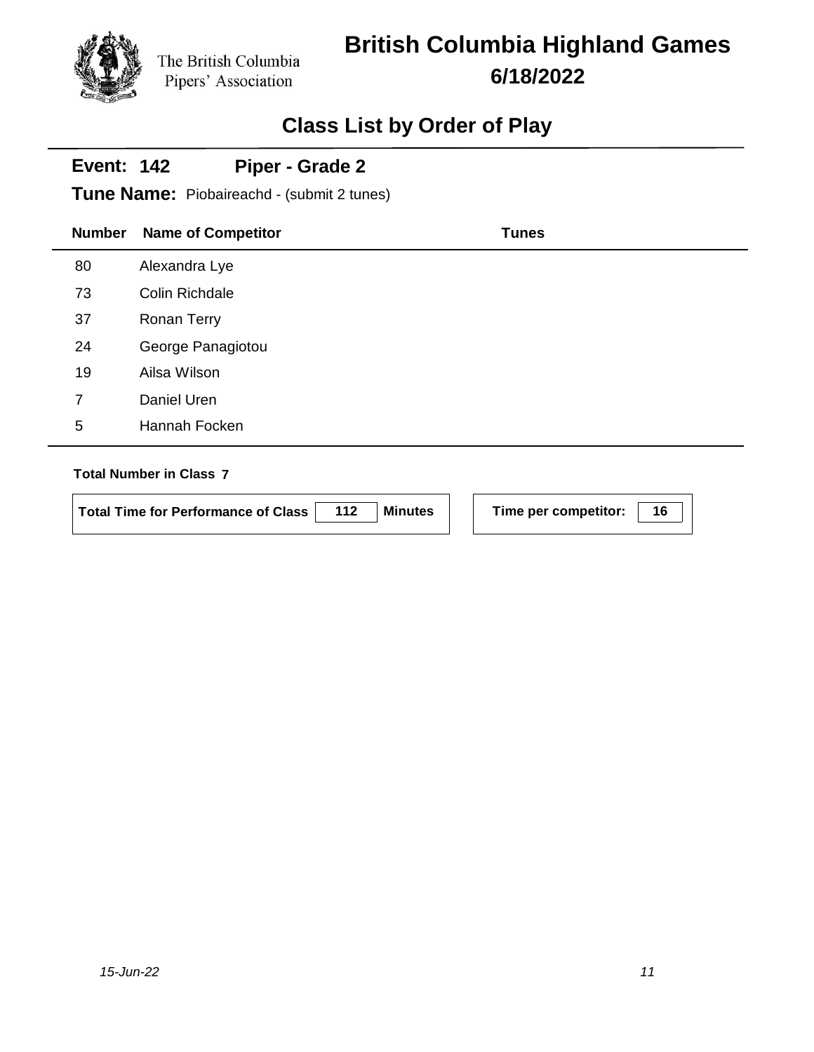The British Columbia Pipers' Association

# British Columbia Highland Games

## 6/18/2022

## Class List by Order of Play

**Event: 142** **Piper - Grade 2**

**Tune Name:** Piobaireachd - (submit 2 tunes)

| Number | Name of Competitor | Tunes |
|---|---|---|
| 80 | Alexandra Lye | |
| 73 | Colin Richdale | |
| 37 | Ronan Terry | |
| 24 | George Panagiotou | |
| 19 | Ailsa Wilson | |
| 7 | Daniel Uren | |
| 5 | Hannah Focken | |

**Total Number in Class 7**

**Total Time for Performance of Class** 112 **Minutes**

**Time per competitor:** 16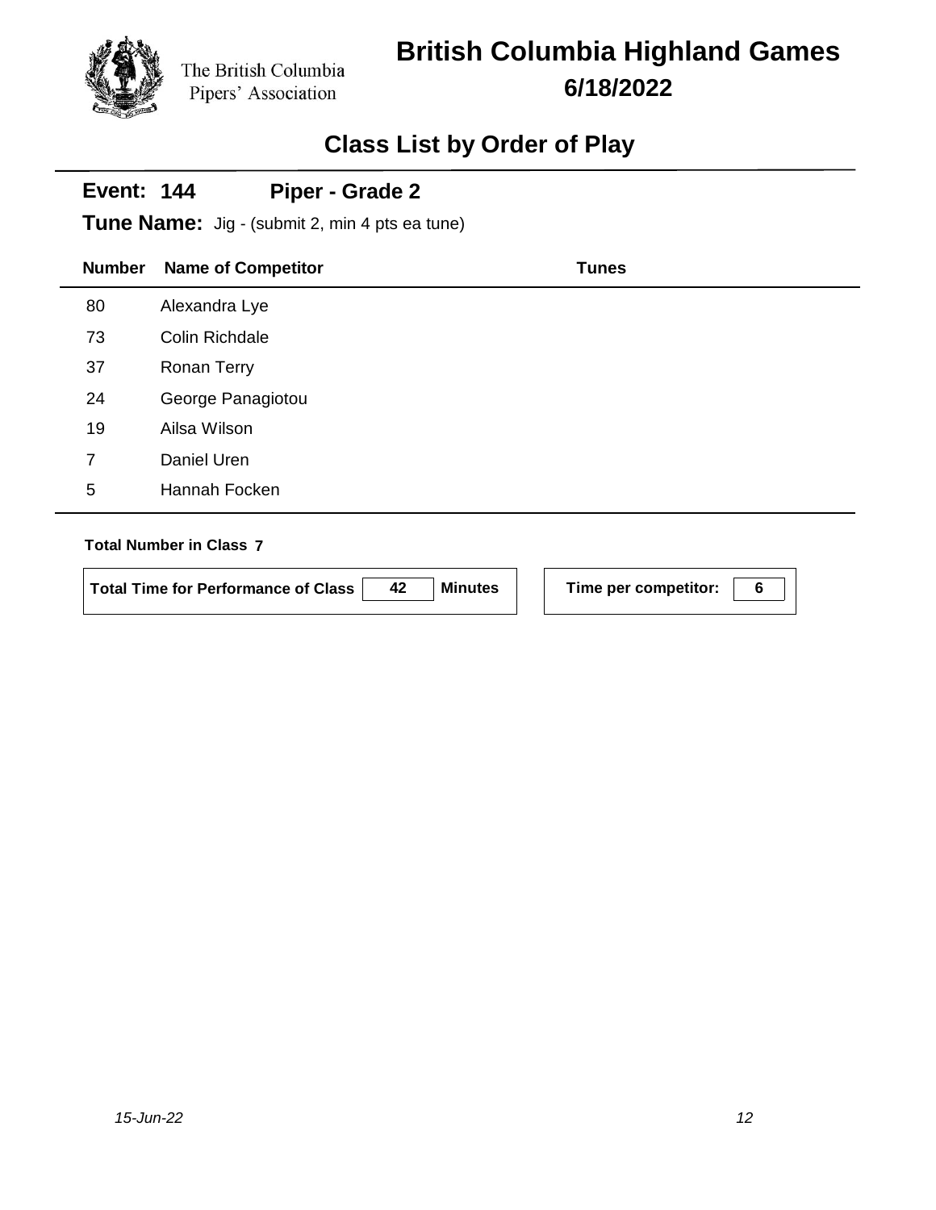The British Columbia Pipers' Association

# British Columbia Highland Games

## 6/18/2022

## Class List by Order of Play

**Event: 144 Piper - Grade 2**

**Tune Name:** Jig - (submit 2, min 4 pts ea tune)

| Number | Name of Competitor | Tunes |
|---|---|---|
| 80 | Alexandra Lye | |
| 73 | Colin Richdale | |
| 37 | Ronan Terry | |
| 24 | George Panagiotou | |
| 19 | Ailsa Wilson | |
| 7 | Daniel Uren | |
| 5 | Hannah Focken | |

**Total Number in Class 7**

**Total Time for Performance of Class** 42 **Minutes**

**Time per competitor:** 6

*15-Jun-22*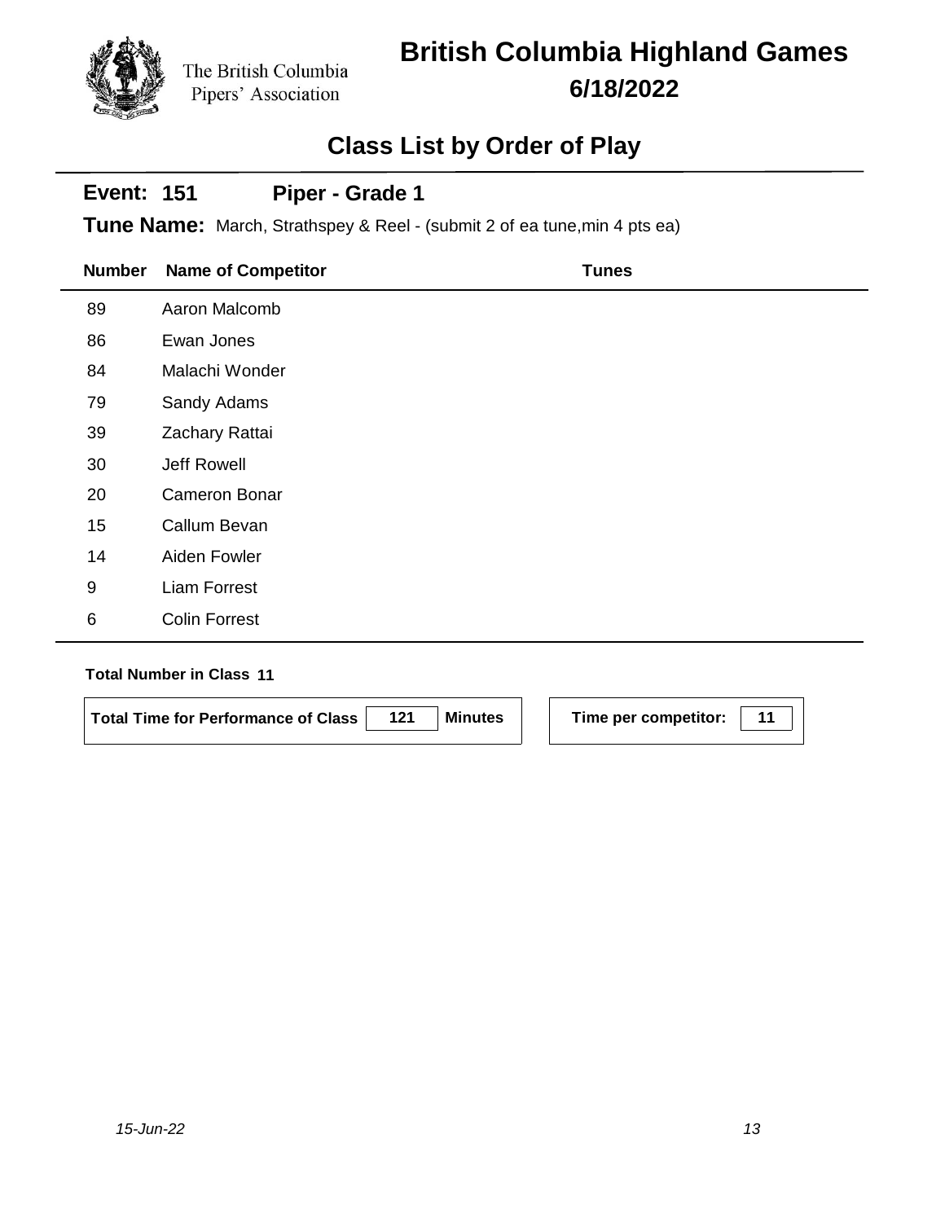The British Columbia Pipers' Association

# British Columbia Highland Games

**6/18/2022**

## Class List by Order of Play

**Event: 151 Piper - Grade 1**

**Tune Name:** March, Strathspey & Reel - (submit 2 of ea tune,min 4 pts ea)

| Number | Name of Competitor | Tunes |
|---|---|---|
| 89 | Aaron Malcomb | |
| 86 | Ewan Jones | |
| 84 | Malachi Wonder | |
| 79 | Sandy Adams | |
| 39 | Zachary Rattai | |
| 30 | Jeff Rowell | |
| 20 | Cameron Bonar | |
| 15 | Callum Bevan | |
| 14 | Aiden Fowler | |
| 9 | Liam Forrest | |
| 6 | Colin Forrest | |

**Total Number in Class 11**

**Total Time for Performance of Class** 121 **Minutes**

**Time per competitor:** 11

*15-Jun-22*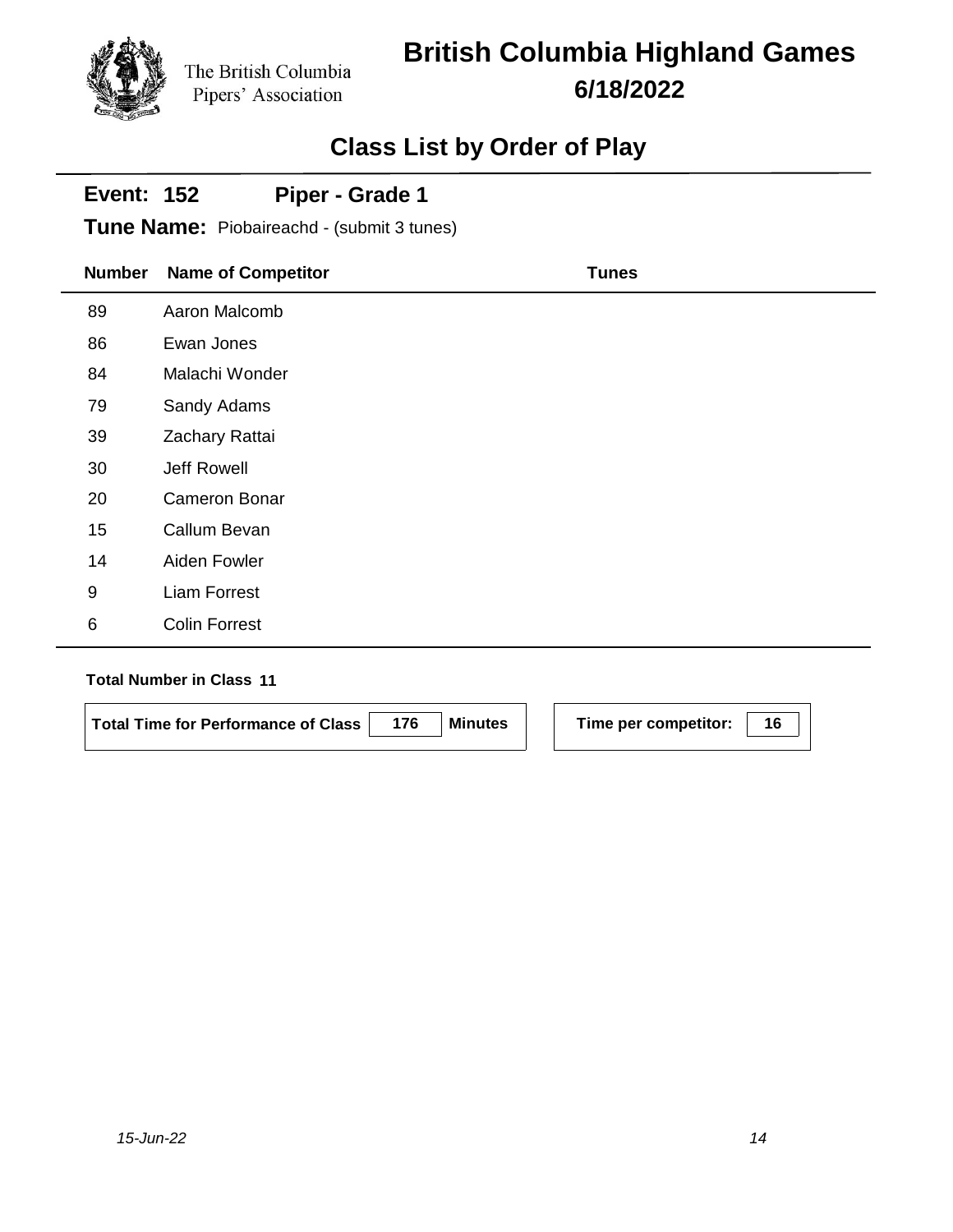The British Columbia Pipers' Association

# British Columbia Highland Games

**6/18/2022**

## Class List by Order of Play

**Event: 152** **Piper - Grade 1**

**Tune Name:** Piobaireachd - (submit 3 tunes)

| Number | Name of Competitor | Tunes |
|---|---|---|
| 89 | Aaron Malcomb | |
| 86 | Ewan Jones | |
| 84 | Malachi Wonder | |
| 79 | Sandy Adams | |
| 39 | Zachary Rattai | |
| 30 | Jeff Rowell | |
| 20 | Cameron Bonar | |
| 15 | Callum Bevan | |
| 14 | Aiden Fowler | |
| 9 | Liam Forrest | |
| 6 | Colin Forrest | |

**Total Number in Class 11**

**Total Time for Performance of Class** 176 **Minutes**

**Time per competitor:** 16

*15-Jun-22*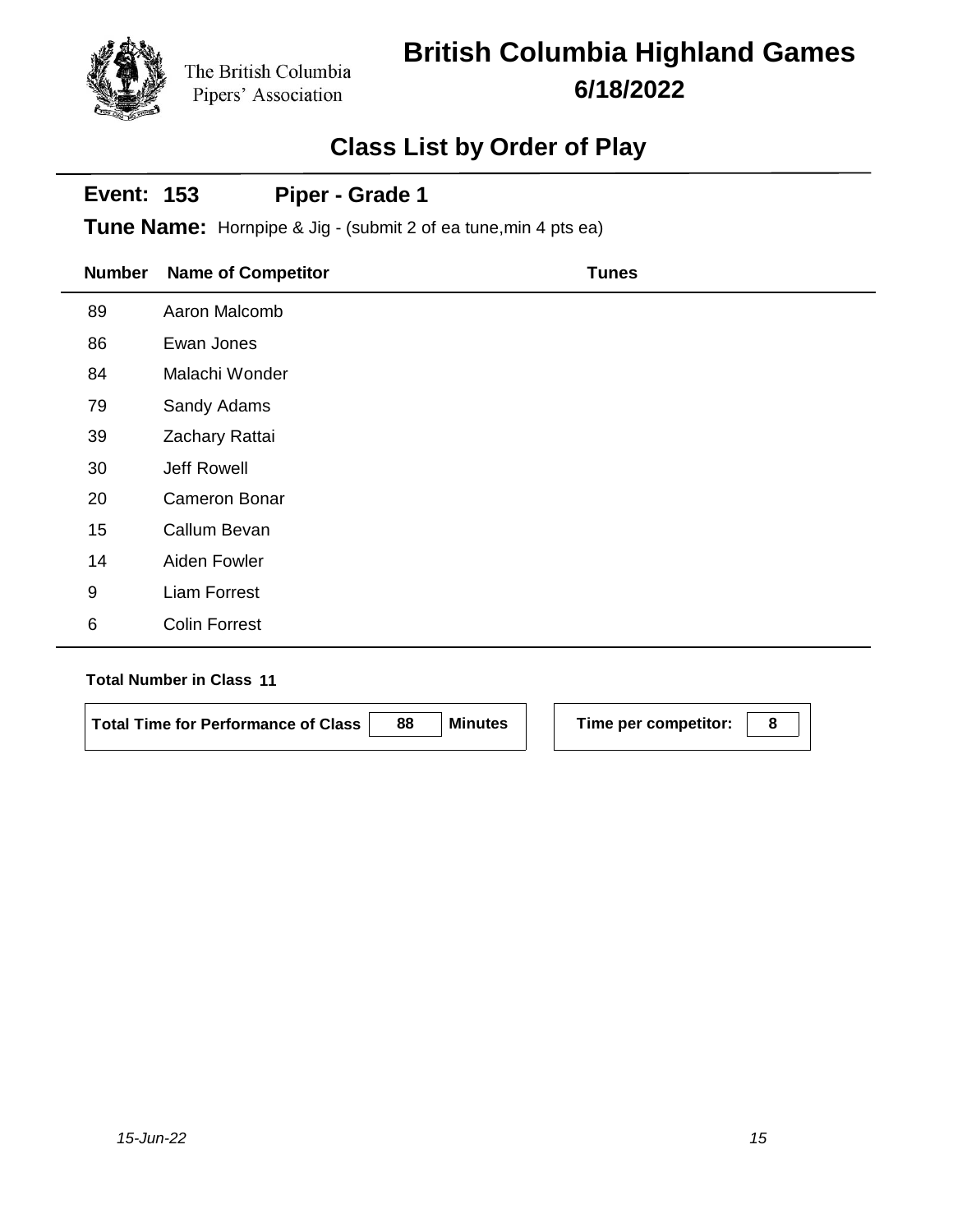The British Columbia Pipers' Association

# British Columbia Highland Games

## 6/18/2022

## Class List by Order of Play

**Event: 153** **Piper - Grade 1**

**Tune Name:** Hornpipe & Jig - (submit 2 of ea tune,min 4 pts ea)

| Number | Name of Competitor | Tunes |
|---|---|---|
| 89 | Aaron Malcomb | |
| 86 | Ewan Jones | |
| 84 | Malachi Wonder | |
| 79 | Sandy Adams | |
| 39 | Zachary Rattai | |
| 30 | Jeff Rowell | |
| 20 | Cameron Bonar | |
| 15 | Callum Bevan | |
| 14 | Aiden Fowler | |
| 9 | Liam Forrest | |
| 6 | Colin Forrest | |

**Total Number in Class 11**

**Total Time for Performance of Class** **88** **Minutes**

**Time per competitor:** **8**

*15-Jun-22*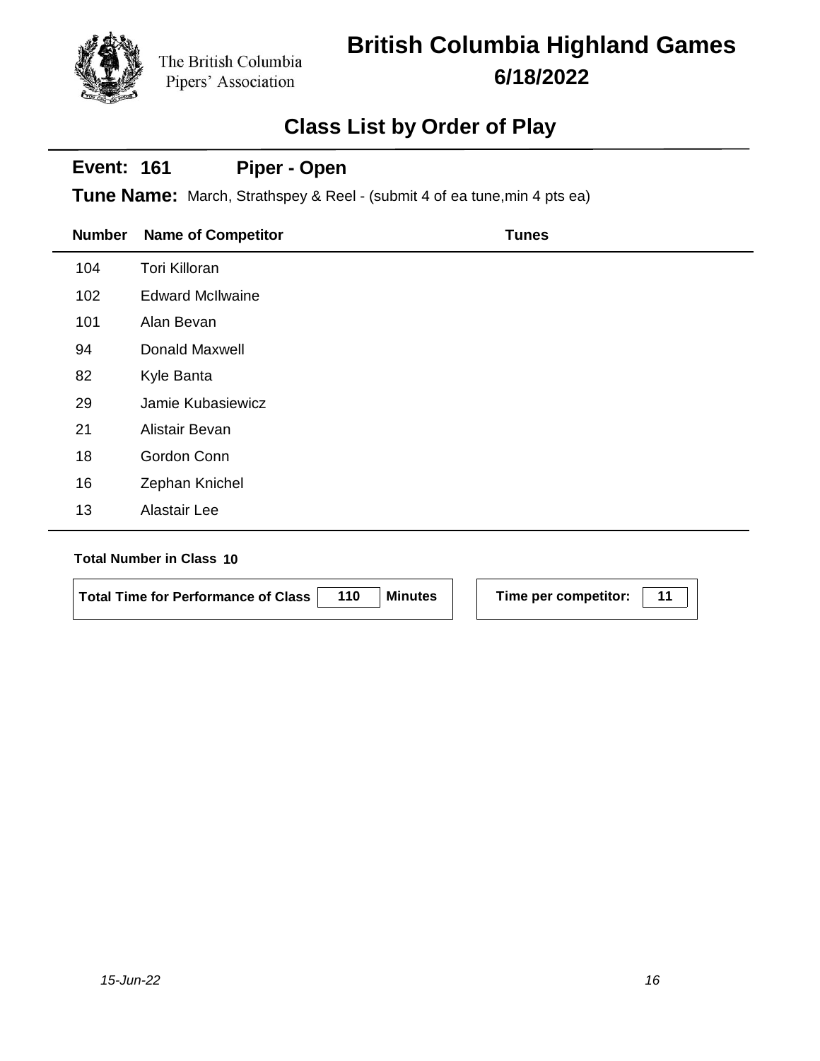The British Columbia Pipers' Association

# British Columbia Highland Games

## 6/18/2022

## Class List by Order of Play

**Event: 161 Piper - Open**

**Tune Name:** March, Strathspey & Reel - (submit 4 of ea tune,min 4 pts ea)

| Number | Name of Competitor | Tunes |
|---|---|---|
| 104 | Tori Killoran | |
| 102 | Edward McIlwaine | |
| 101 | Alan Bevan | |
| 94 | Donald Maxwell | |
| 82 | Kyle Banta | |
| 29 | Jamie Kubasiewicz | |
| 21 | Alistair Bevan | |
| 18 | Gordon Conn | |
| 16 | Zephan Knichel | |
| 13 | Alastair Lee | |

**Total Number in Class 10**

**Total Time for Performance of Class** 110 **Minutes**

**Time per competitor:** 11

*15-Jun-22*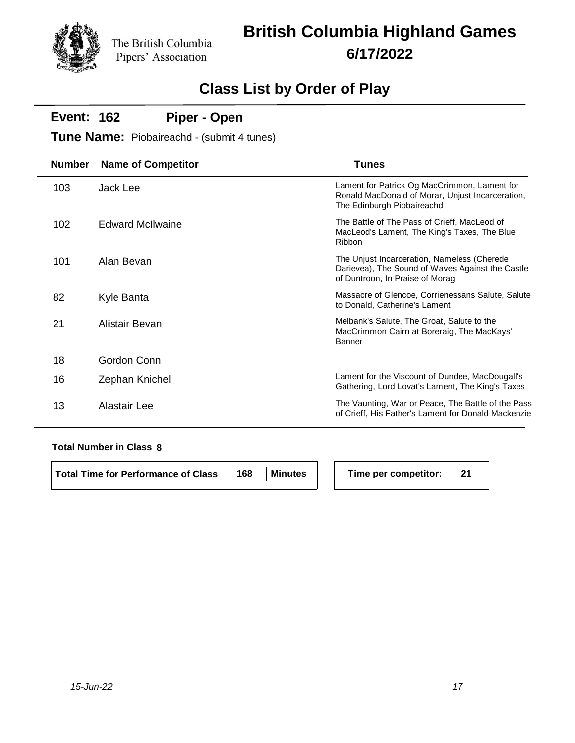The British Columbia Pipers' Association

# British Columbia Highland Games

**6/17/2022**

## Class List by Order of Play

### Event: 162 Piper - Open

**Tune Name:** Piobaireachd - (submit 4 tunes)

| Number | Name of Competitor | Tunes |
|---|---|---|
| 103 | Jack Lee | Lament for Patrick Og MacCrimmon, Lament for Ronald MacDonald of Morar, Unjust Incarceration, The Edinburgh Piobaireachd |
| 102 | Edward McIlwaine | The Battle of The Pass of Crieff, MacLeod of MacLeod's Lament, The King's Taxes, The Blue Ribbon |
| 101 | Alan Bevan | The Unjust Incarceration, Nameless (Cherede Darievea), The Sound of Waves Against the Castle of Duntroon, In Praise of Morag |
| 82 | Kyle Banta | Massacre of Glencoe, Corrienessans Salute, Salute to Donald, Catherine's Lament |
| 21 | Alistair Bevan | Melbank's Salute, The Groat, Salute to the MacCrimmon Cairn at Boreraig, The MacKays' Banner |
| 18 | Gordon Conn | |
| 16 | Zephan Knichel | Lament for the Viscount of Dundee, MacDougall's Gathering, Lord Lovat's Lament, The King's Taxes |
| 13 | Alastair Lee | The Vaunting, War or Peace, The Battle of the Pass of Crieff, His Father's Lament for Donald Mackenzie |

**Total Number in Class 8**

**Total Time for Performance of Class** 168 **Minutes**

**Time per competitor:** 21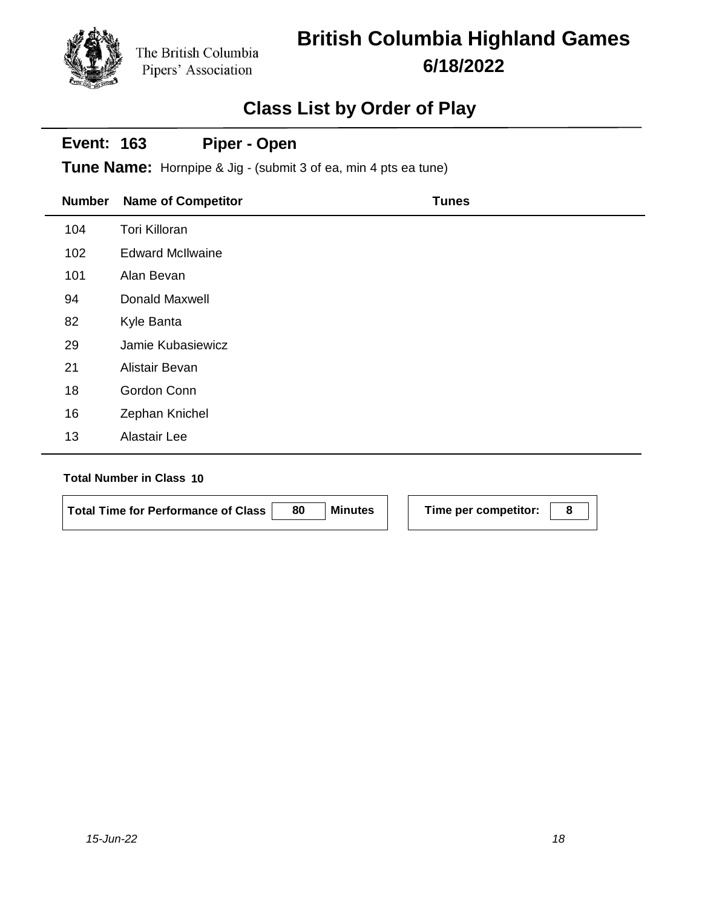The British Columbia Pipers' Association

# British Columbia Highland Games

## 6/18/2022

## Class List by Order of Play

**Event: 163** **Piper - Open**

**Tune Name:** Hornpipe & Jig - (submit 3 of ea, min 4 pts ea tune)

| Number | Name of Competitor | Tunes |
|---|---|---|
| 104 | Tori Killoran | |
| 102 | Edward McIlwaine | |
| 101 | Alan Bevan | |
| 94 | Donald Maxwell | |
| 82 | Kyle Banta | |
| 29 | Jamie Kubasiewicz | |
| 21 | Alistair Bevan | |
| 18 | Gordon Conn | |
| 16 | Zephan Knichel | |
| 13 | Alastair Lee | |

**Total Number in Class 10**

**Total Time for Performance of Class** 80 **Minutes**

**Time per competitor:** 8

*15-Jun-22*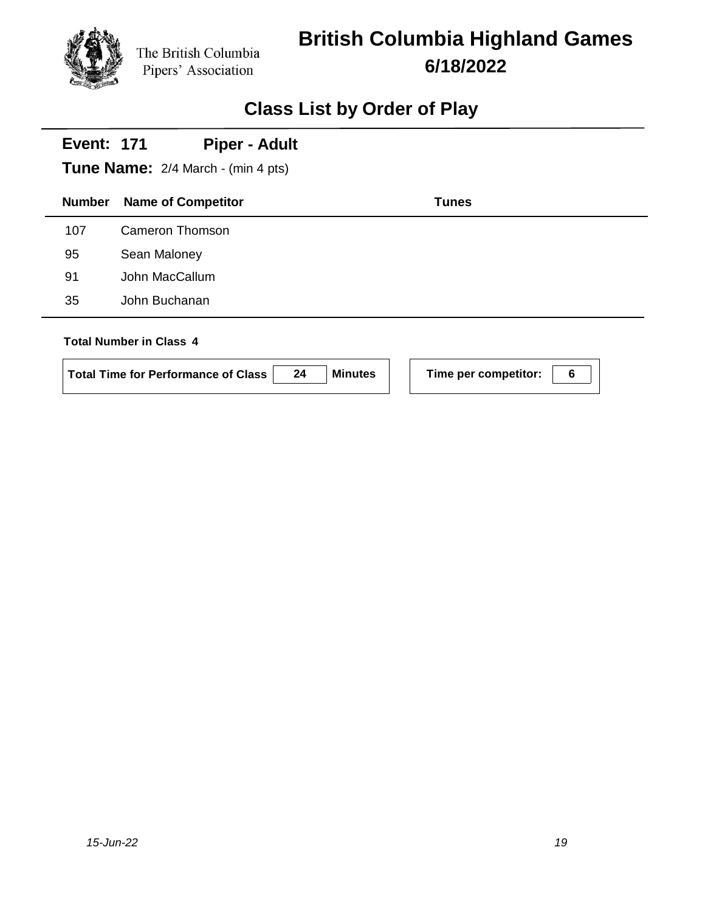The British Columbia Pipers' Association

# British Columbia Highland Games

**6/18/2022**

## Class List by Order of Play

**Event: 171** **Piper - Adult**

**Tune Name:** 2/4 March - (min 4 pts)

| Number | Name of Competitor | Tunes |
|---|---|---|
| 107 | Cameron Thomson | |
| 95 | Sean Maloney | |
| 91 | John MacCallum | |
| 35 | John Buchanan | |

**Total Number in Class 4**

**Total Time for Performance of Class** 24 **Minutes**

**Time per competitor:** 6

*15-Jun-22*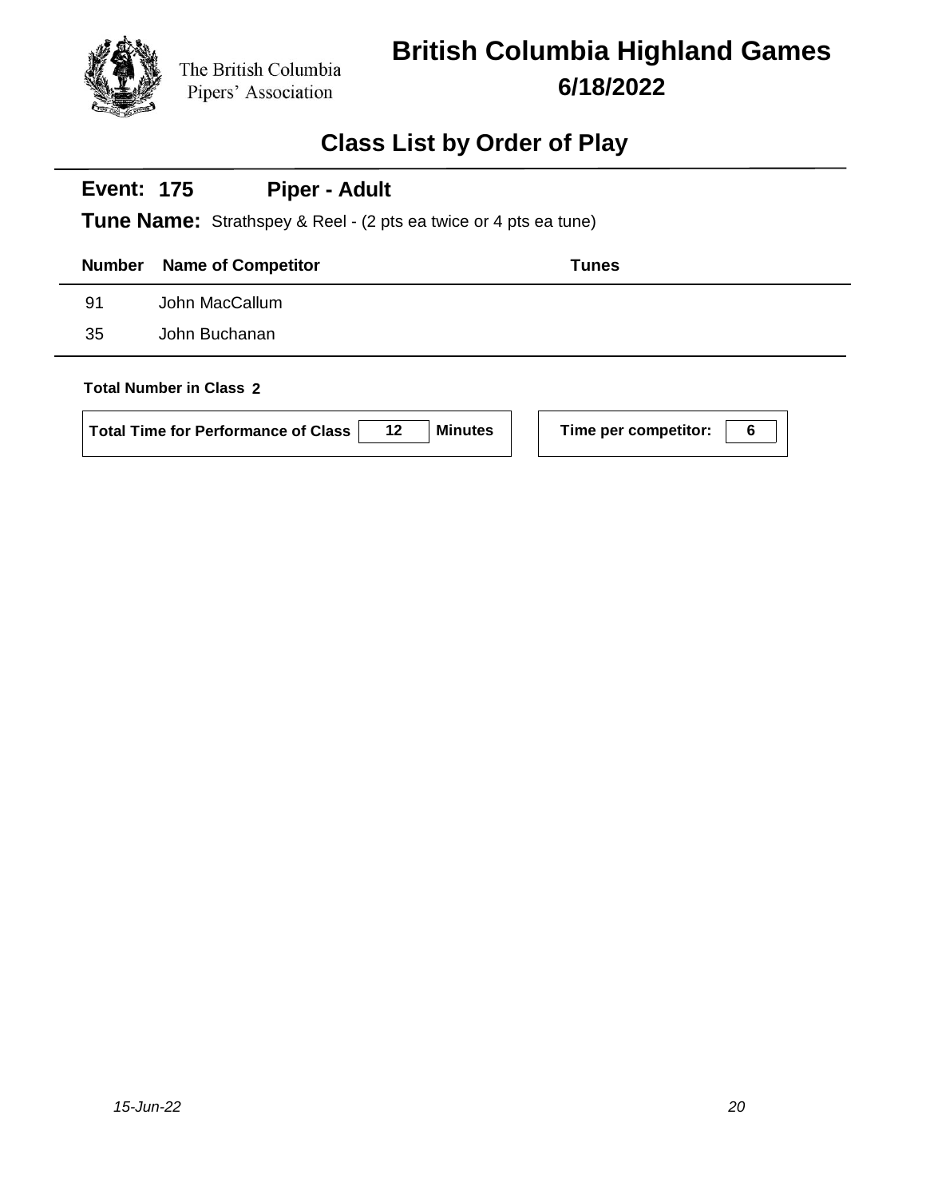The British Columbia Pipers' Association

# British Columbia Highland Games

## 6/18/2022

## Class List by Order of Play

**Event: 175 Piper - Adult**

**Tune Name:** Strathspey & Reel - (2 pts ea twice or 4 pts ea tune)

| Number | Name of Competitor | Tunes |
|---|---|---|
| 91 | John MacCallum | |
| 35 | John Buchanan | |

**Total Number in Class 2**

**Total Time for Performance of Class** 12 **Minutes**

**Time per competitor:** 6

*15-Jun-22*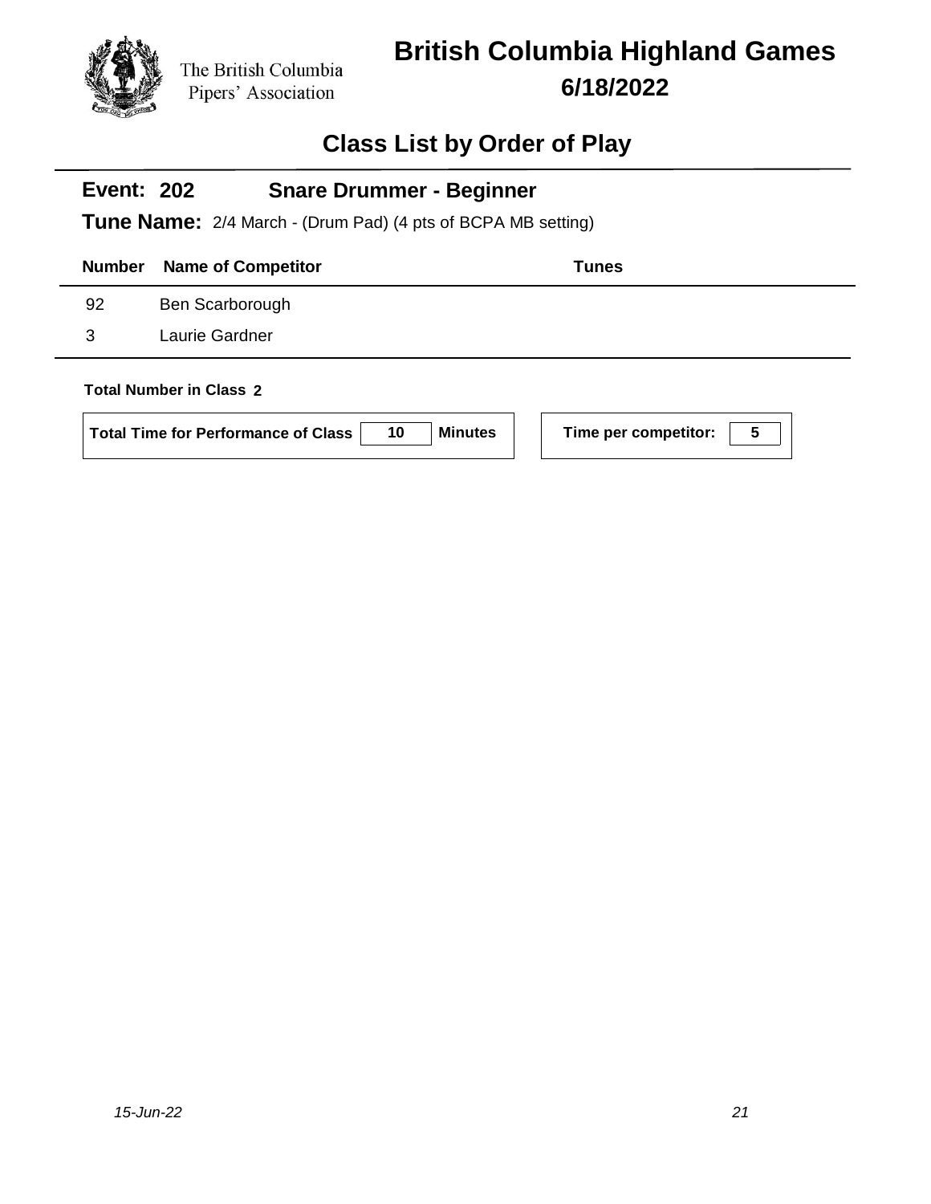The British Columbia Pipers' Association

# British Columbia Highland Games

## 6/18/2022

## Class List by Order of Play

**Event: 202** **Snare Drummer - Beginner**

**Tune Name:** 2/4 March - (Drum Pad) (4 pts of BCPA MB setting)

| Number | Name of Competitor | Tunes |
|---|---|---|
| 92 | Ben Scarborough | |
| 3 | Laurie Gardner | |

**Total Number in Class 2**

**Total Time for Performance of Class** 10 **Minutes**

**Time per competitor:** 5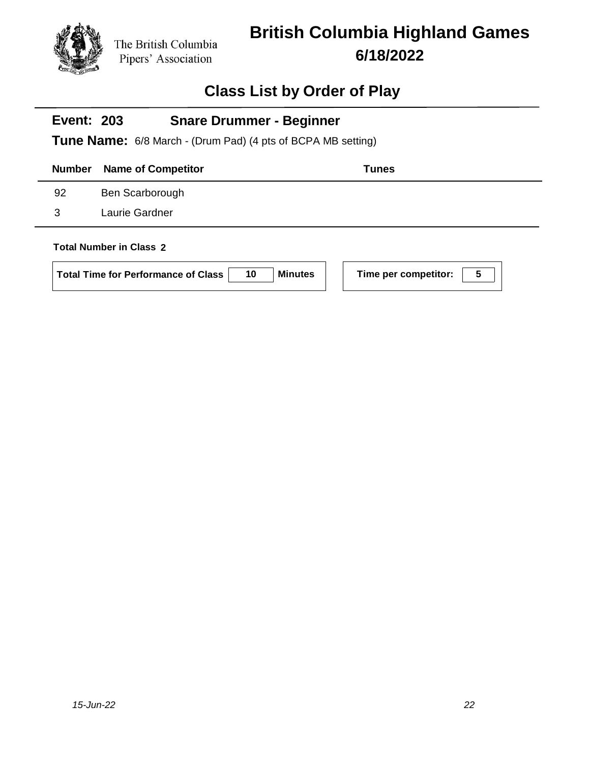The British Columbia Pipers' Association

# British Columbia Highland Games

**6/18/2022**

## Class List by Order of Play

### Event: 203 Snare Drummer - Beginner

**Tune Name:** 6/8 March - (Drum Pad) (4 pts of BCPA MB setting)

| Number | Name of Competitor | Tunes |
|---|---|---|
| 92 | Ben Scarborough | |
| 3 | Laurie Gardner | |

**Total Number in Class 2**

**Total Time for Performance of Class** 10 **Minutes**

**Time per competitor:** 5

*15-Jun-22*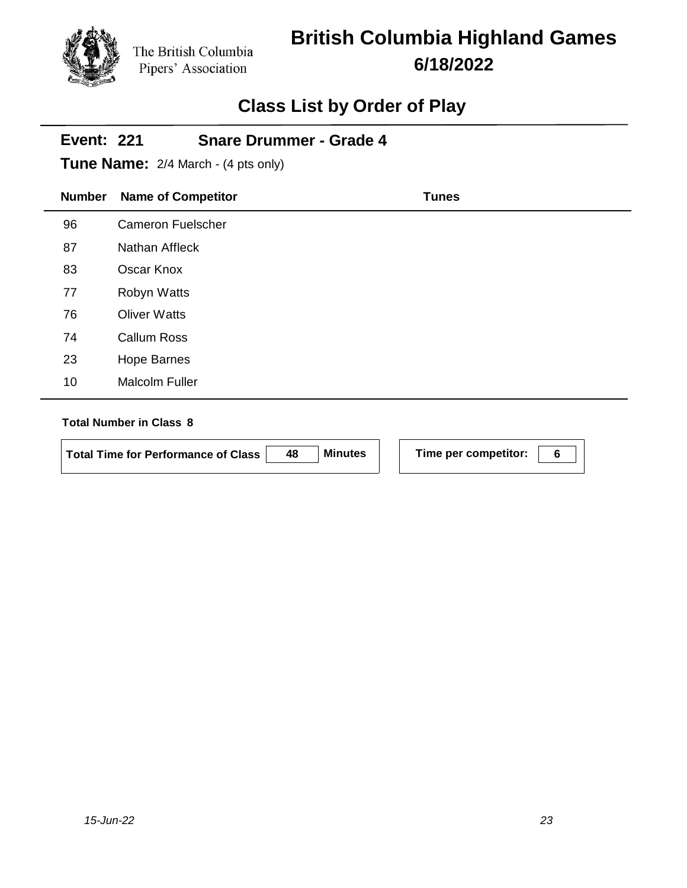The British Columbia Pipers' Association

# British Columbia Highland Games

**6/18/2022**

## Class List by Order of Play

**Event: 221 Snare Drummer - Grade 4**

**Tune Name:** 2/4 March - (4 pts only)

| Number | Name of Competitor | Tunes |
|---|---|---|
| 96 | Cameron Fuelscher | |
| 87 | Nathan Affleck | |
| 83 | Oscar Knox | |
| 77 | Robyn Watts | |
| 76 | Oliver Watts | |
| 74 | Callum Ross | |
| 23 | Hope Barnes | |
| 10 | Malcolm Fuller | |

**Total Number in Class 8**

**Total Time for Performance of Class** 48 **Minutes**

**Time per competitor:** 6

*15-Jun-22*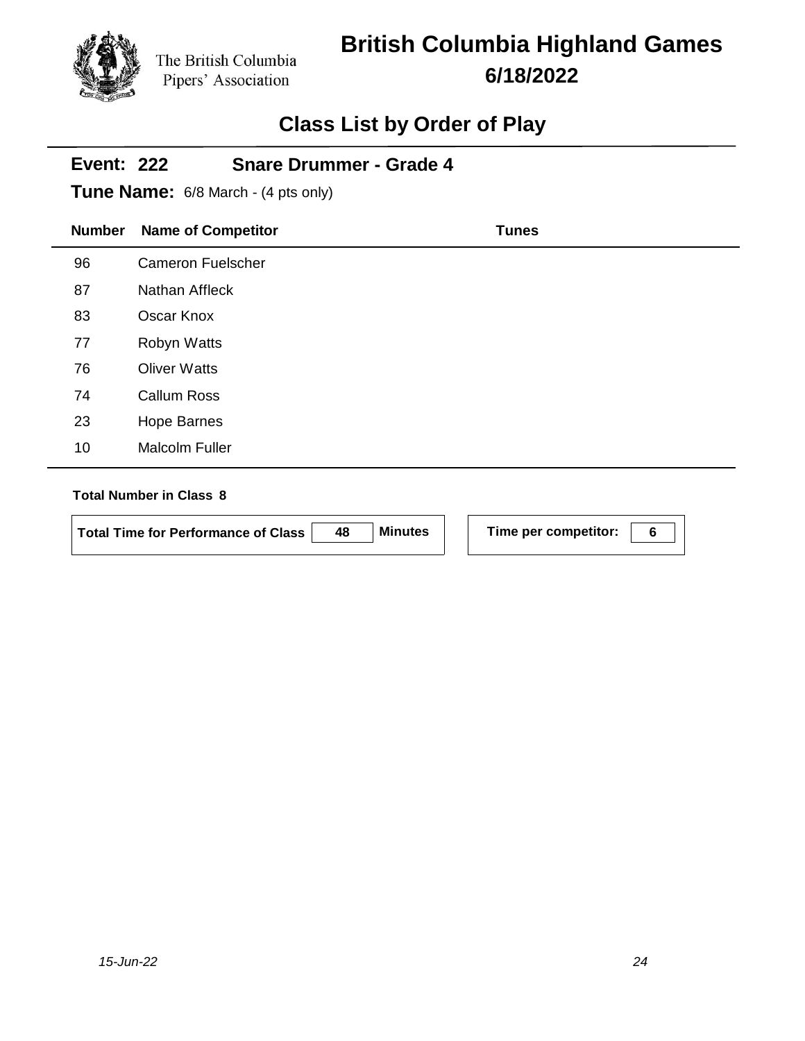The British Columbia Pipers' Association

# British Columbia Highland Games

**6/18/2022**

## Class List by Order of Play

### Event: 222 Snare Drummer - Grade 4

**Tune Name:** 6/8 March - (4 pts only)

| Number | Name of Competitor | Tunes |
|---|---|---|
| 96 | Cameron Fuelscher | |
| 87 | Nathan Affleck | |
| 83 | Oscar Knox | |
| 77 | Robyn Watts | |
| 76 | Oliver Watts | |
| 74 | Callum Ross | |
| 23 | Hope Barnes | |
| 10 | Malcolm Fuller | |

**Total Number in Class 8**

**Total Time for Performance of Class** 48 **Minutes**

**Time per competitor:** 6

*15-Jun-22*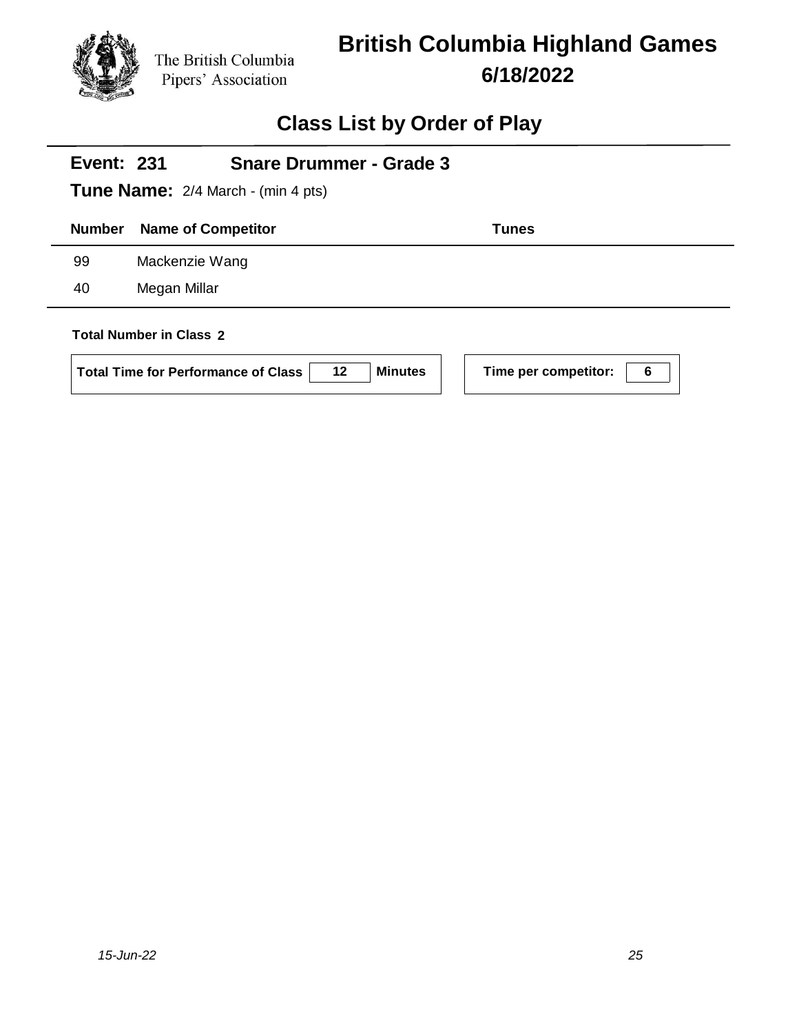The British Columbia Pipers' Association

# British Columbia Highland Games

## 6/18/2022

## Class List by Order of Play

### Event: 231 Snare Drummer - Grade 3

**Tune Name:** 2/4 March - (min 4 pts)

| Number | Name of Competitor | Tunes |
|---|---|---|
| 99 | Mackenzie Wang | |
| 40 | Megan Millar | |

**Total Number in Class 2**

**Total Time for Performance of Class** 12 **Minutes**

**Time per competitor:** 6

*15-Jun-22*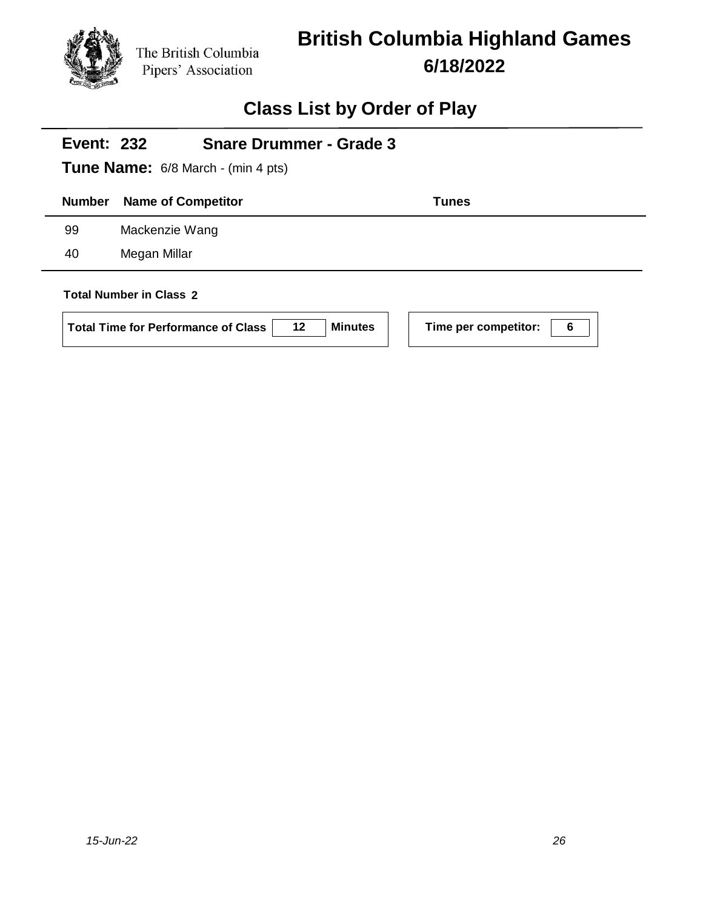The British Columbia Pipers' Association

# British Columbia Highland Games

## 6/18/2022

## Class List by Order of Play

**Event: 232** **Snare Drummer - Grade 3**

**Tune Name:** 6/8 March - (min 4 pts)

| Number | Name of Competitor | Tunes |
|---|---|---|
| 99 | Mackenzie Wang | |
| 40 | Megan Millar | |

**Total Number in Class 2**

**Total Time for Performance of Class** 12 **Minutes**

**Time per competitor:** 6

*15-Jun-22*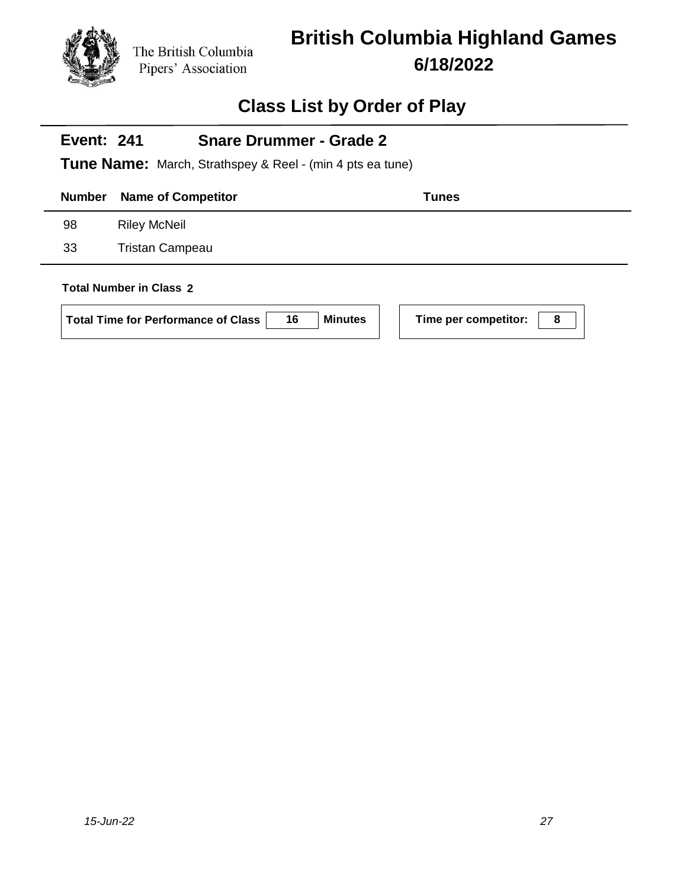The British Columbia Pipers' Association

# British Columbia Highland Games

**6/18/2022**

## Class List by Order of Play

### Event: 241 Snare Drummer - Grade 2

**Tune Name:** March, Strathspey & Reel - (min 4 pts ea tune)

| Number | Name of Competitor | Tunes |
|---|---|---|
| 98 | Riley McNeil | |
| 33 | Tristan Campeau | |

**Total Number in Class** 2

**Total Time for Performance of Class** 16 **Minutes**

**Time per competitor:** 8

*15-Jun-22*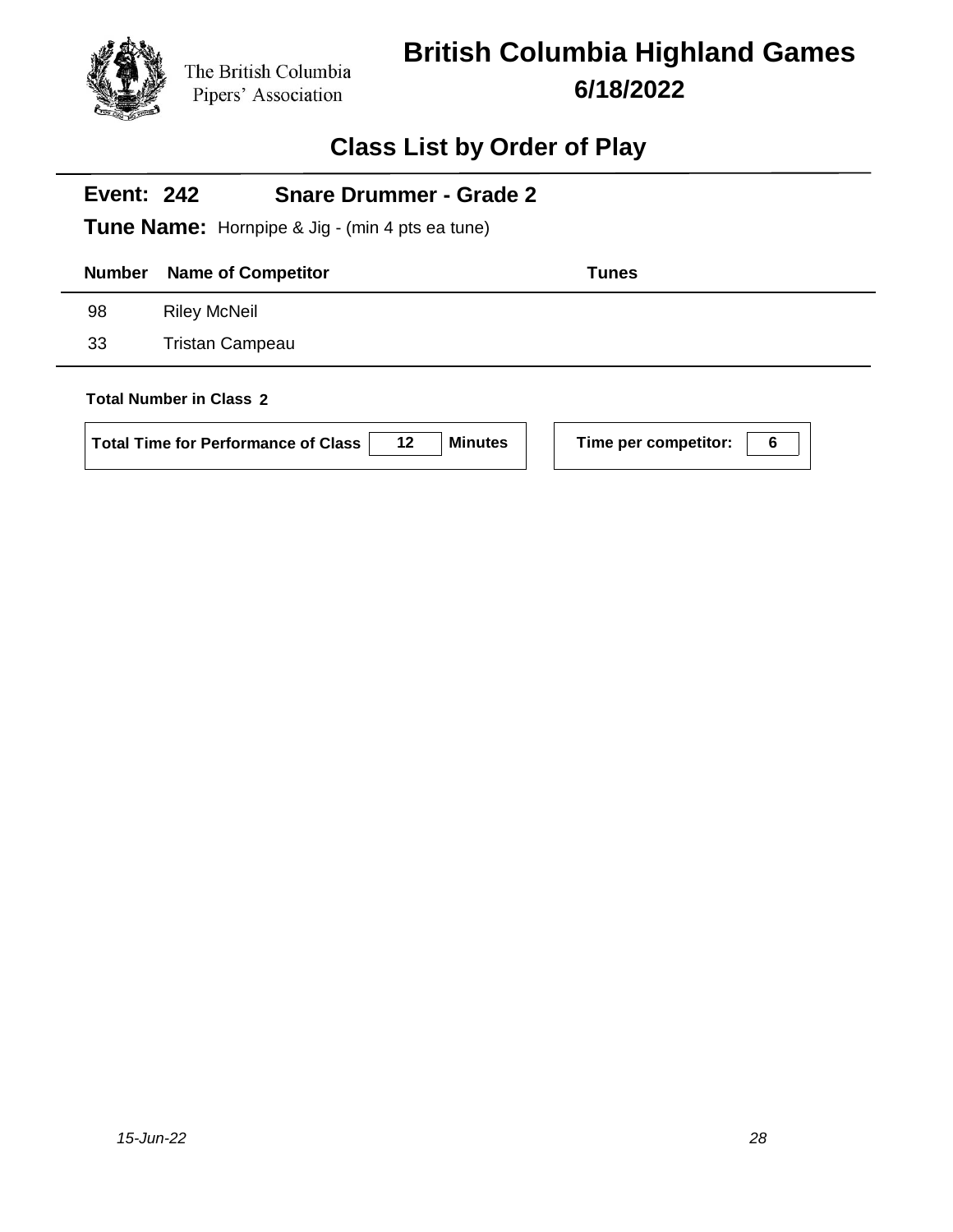The British Columbia Pipers' Association

# British Columbia Highland Games

## 6/18/2022

## Class List by Order of Play

**Event: 242** **Snare Drummer - Grade 2**

**Tune Name:** Hornpipe & Jig - (min 4 pts ea tune)

| Number | Name of Competitor | Tunes |
|---|---|---|
| 98 | Riley McNeil | |
| 33 | Tristan Campeau | |

**Total Number in Class 2**

**Total Time for Performance of Class** 12 **Minutes**

**Time per competitor:** 6

*15-Jun-22*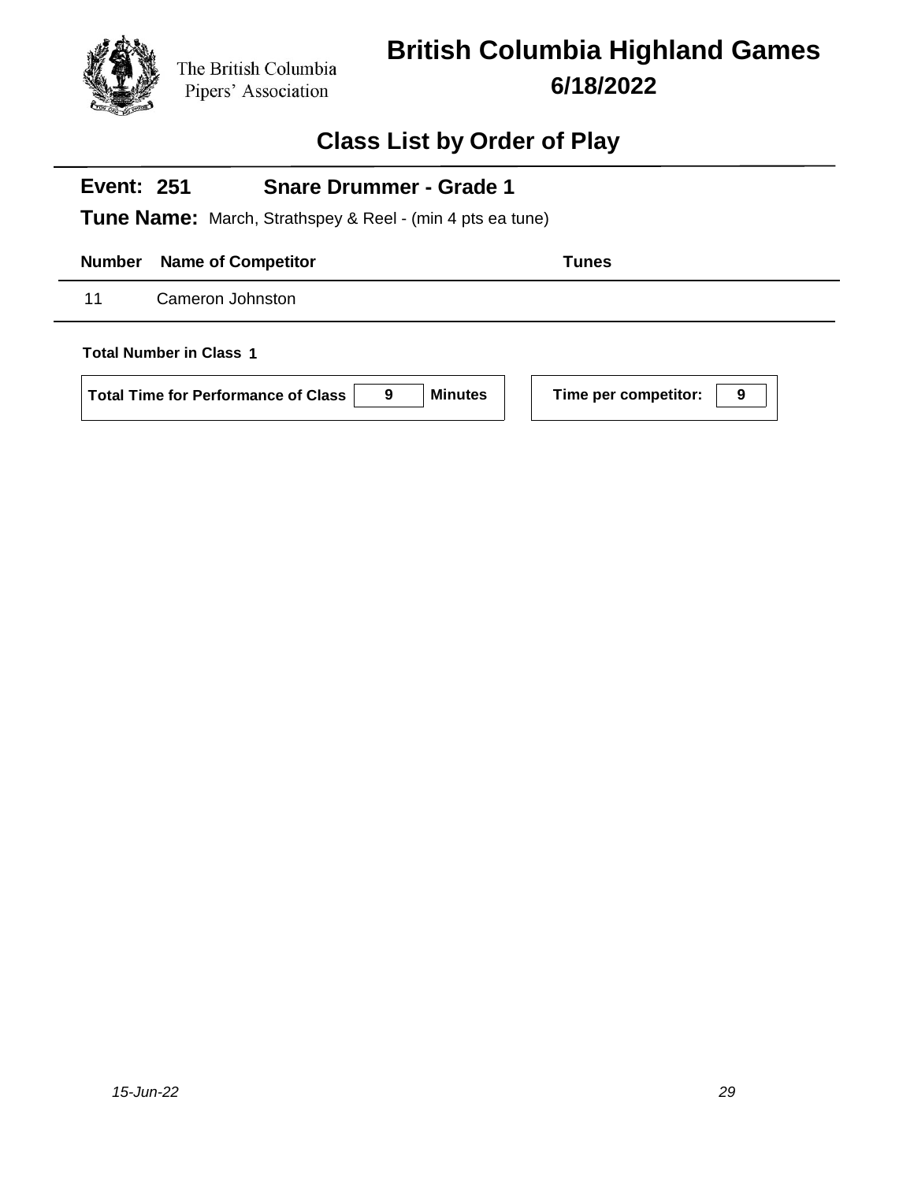The British Columbia Pipers' Association

# British Columbia Highland Games

**6/18/2022**

## Class List by Order of Play

**Event: 251** **Snare Drummer - Grade 1**

**Tune Name:** March, Strathspey & Reel - (min 4 pts ea tune)

| Number | Name of Competitor | Tunes |
|---|---|---|
| 11 | Cameron Johnston | |

**Total Number in Class** **1**

**Total Time for Performance of Class** **9** **Minutes**

**Time per competitor:** **9**

*15-Jun-22*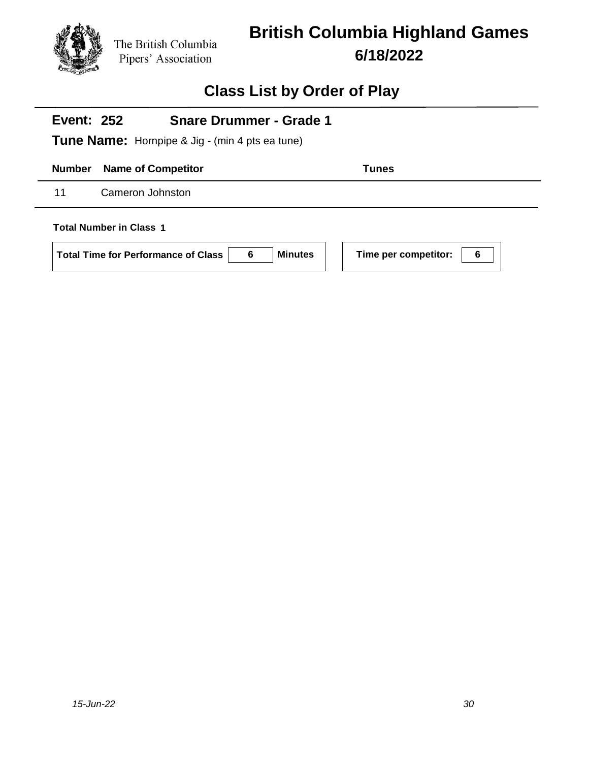The British Columbia Pipers' Association

# British Columbia Highland Games

## 6/18/2022

## Class List by Order of Play

**Event: 252** **Snare Drummer - Grade 1**

**Tune Name:** Hornpipe & Jig - (min 4 pts ea tune)

| Number | Name of Competitor | Tunes |
|---|---|---|
| 11 | Cameron Johnston | |

**Total Number in Class 1**

**Total Time for Performance of Class** 6 **Minutes**

**Time per competitor:** 6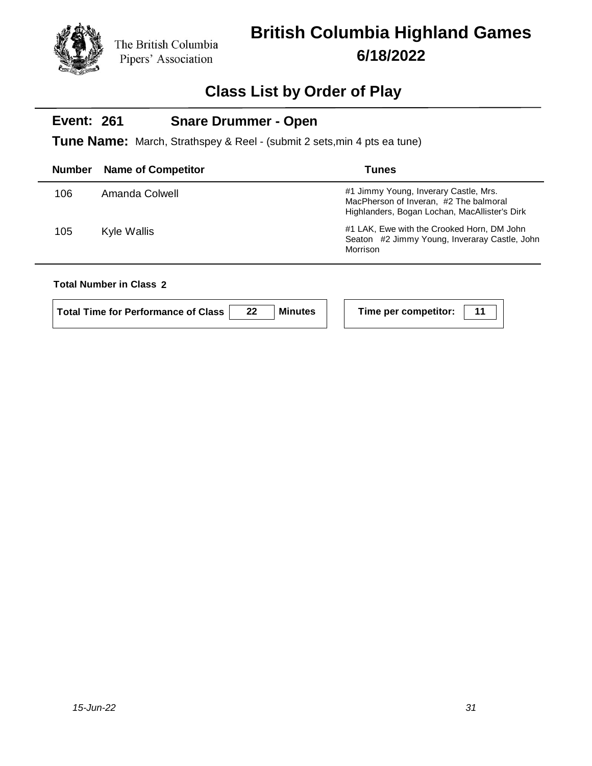The British Columbia Pipers' Association

# British Columbia Highland Games

## 6/18/2022

## Class List by Order of Play

### Event: 261 Snare Drummer - Open

**Tune Name:** March, Strathspey & Reel - (submit 2 sets,min 4 pts ea tune)

| Number | Name of Competitor | Tunes |
|---|---|---|
| 106 | Amanda Colwell | #1 Jimmy Young, Inverary Castle, Mrs. MacPherson of Inveran, #2 The balmoral Highlanders, Bogan Lochan, MacAllister's Dirk |
| 105 | Kyle Wallis | #1 LAK, Ewe with the Crooked Horn, DM John Seaton #2 Jimmy Young, Inveraray Castle, John Morrison |

**Total Number in Class 2**

**Total Time for Performance of Class** 22 **Minutes**

**Time per competitor:** 11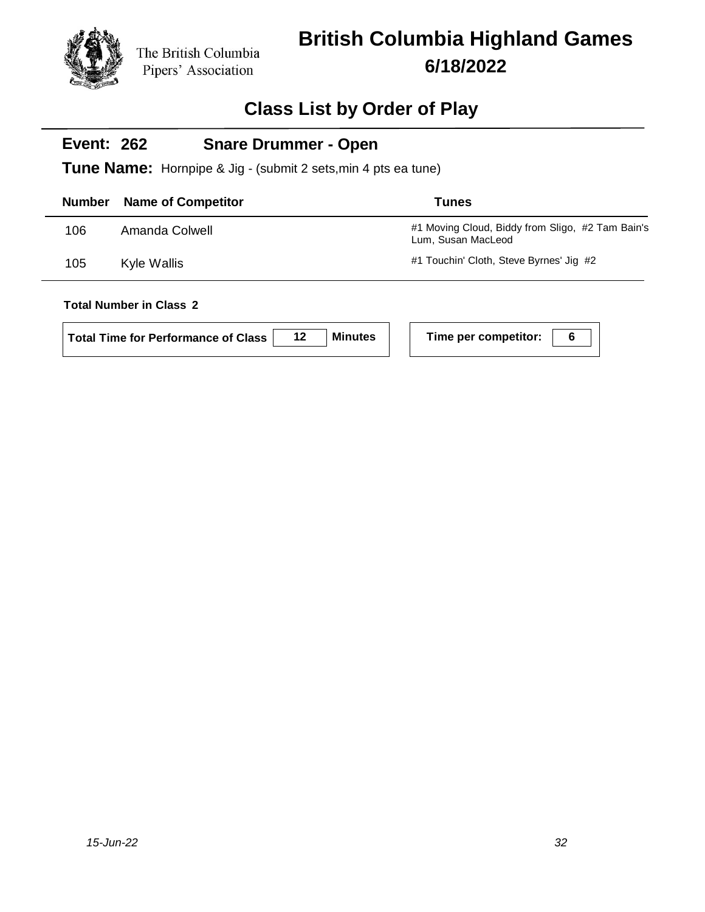The British Columbia Pipers' Association

# British Columbia Highland Games

## 6/18/2022

## Class List by Order of Play

### Event: 262 Snare Drummer - Open

**Tune Name:** Hornpipe & Jig - (submit 2 sets,min 4 pts ea tune)

| Number | Name of Competitor | Tunes |
|---|---|---|
| 106 | Amanda Colwell | #1 Moving Cloud, Biddy from Sligo, #2 Tam Bain's Lum, Susan MacLeod |
| 105 | Kyle Wallis | #1 Touchin' Cloth, Steve Byrnes' Jig #2 |

**Total Number in Class 2**

**Total Time for Performance of Class** 12 **Minutes**

**Time per competitor:** 6

*15-Jun-22*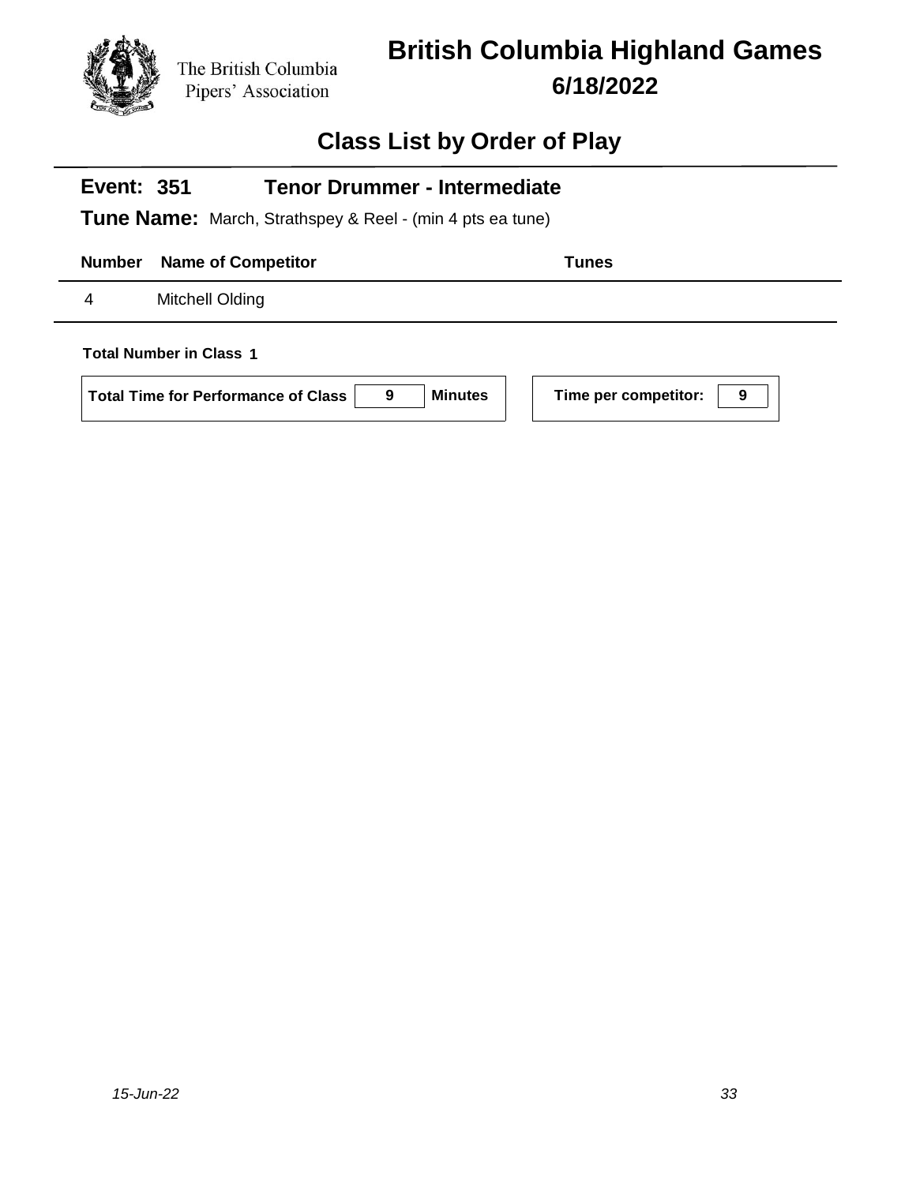The British Columbia Pipers' Association

# British Columbia Highland Games

**6/18/2022**

## Class List by Order of Play

### Event: 351 Tenor Drummer - Intermediate

**Tune Name:** March, Strathspey & Reel - (min 4 pts ea tune)

| Number | Name of Competitor | Tunes |
|---|---|---|
| 4 | Mitchell Olding | |

**Total Number in Class** 1

**Total Time for Performance of Class** 9 **Minutes**

**Time per competitor:** 9

*15-Jun-22*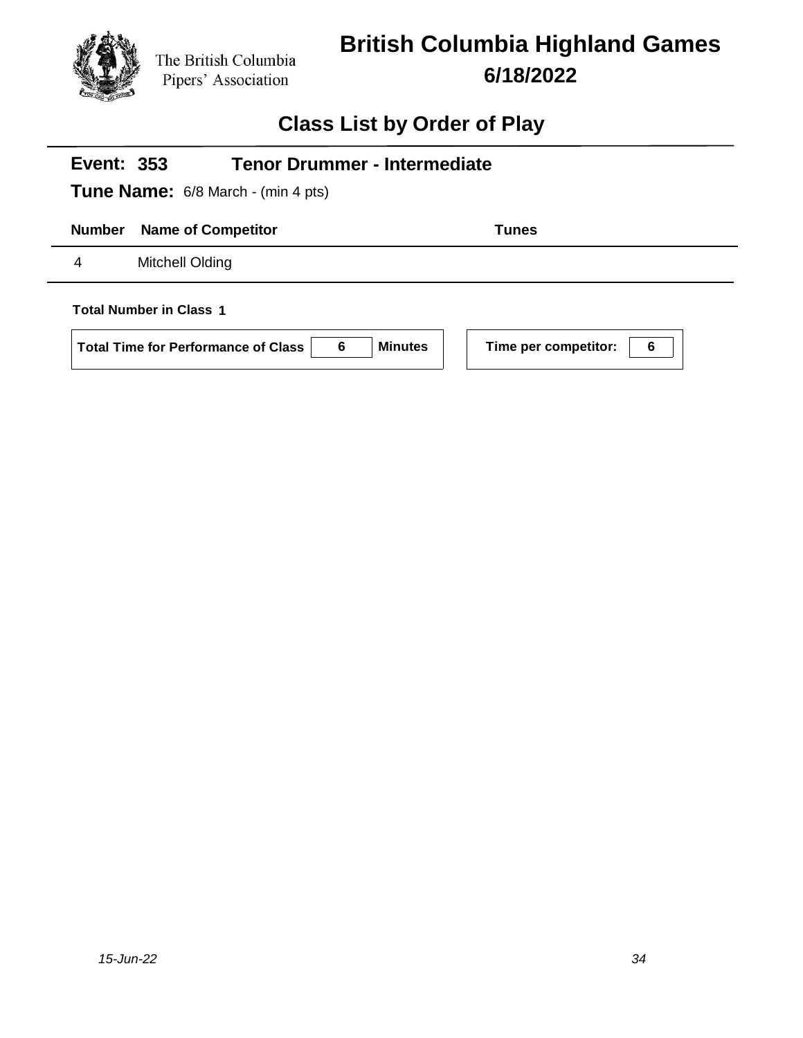The British Columbia Pipers' Association

# British Columbia Highland Games

## 6/18/2022

## Class List by Order of Play

**Event: 353** **Tenor Drummer - Intermediate**

**Tune Name:** 6/8 March - (min 4 pts)

| Number | Name of Competitor | Tunes |
|---|---|---|
| 4 | Mitchell Olding | |

**Total Number in Class** 1

| Total Time for Performance of Class | 6 | Minutes |
|---|---|---|

| Time per competitor: | 6 |
|---|---|

*15-Jun-22*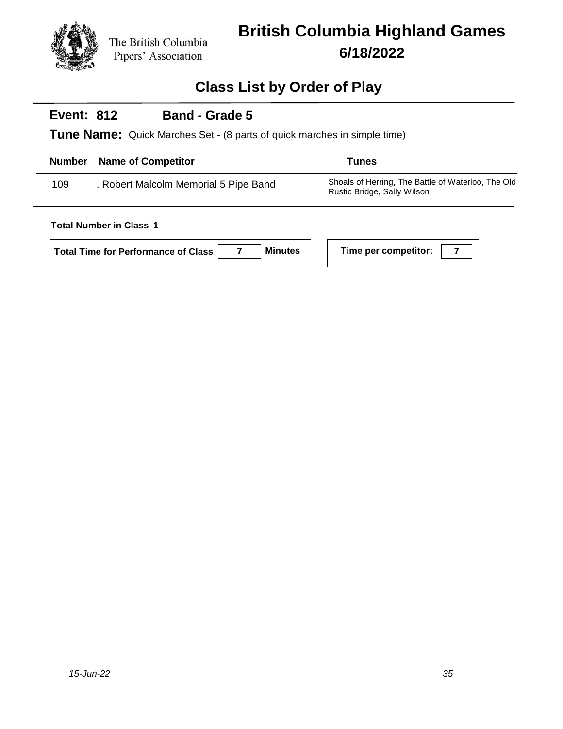The British Columbia Pipers' Association

# British Columbia Highland Games

**6/18/2022**

## Class List by Order of Play

### Event: 812 Band - Grade 5

**Tune Name:** Quick Marches Set - (8 parts of quick marches in simple time)

| Number | Name of Competitor | Tunes |
|---|---|---|
| 109 | . Robert Malcolm Memorial 5 Pipe Band | Shoals of Herring, The Battle of Waterloo, The Old Rustic Bridge, Sally Wilson |

**Total Number in Class 1**

**Total Time for Performance of Class** 7 **Minutes**

**Time per competitor:** 7

*15-Jun-22*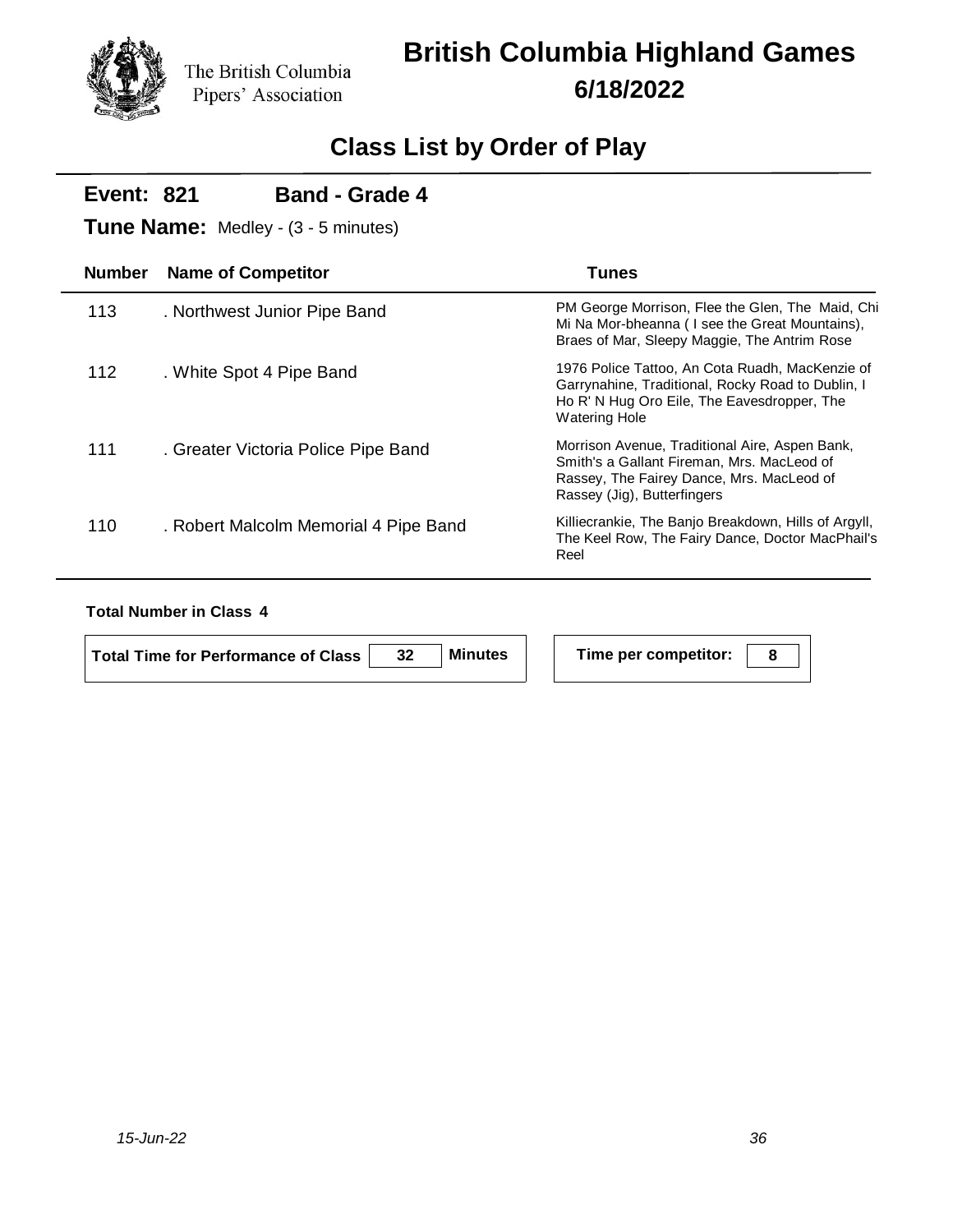The British Columbia Pipers' Association

# British Columbia Highland Games

**6/18/2022**

## Class List by Order of Play

**Event: 821 Band - Grade 4**

**Tune Name:** Medley - (3 - 5 minutes)

| Number | Name of Competitor | Tunes |
|---|---|---|
| 113 | . Northwest Junior Pipe Band | PM George Morrison, Flee the Glen, The Maid, Chi Mi Na Mor-bheanna ( I see the Great Mountains), Braes of Mar, Sleepy Maggie, The Antrim Rose |
| 112 | . White Spot 4 Pipe Band | 1976 Police Tattoo, An Cota Ruadh, MacKenzie of Garrynahine, Traditional, Rocky Road to Dublin, I Ho R' N Hug Oro Eile, The Eavesdropper, The Watering Hole |
| 111 | . Greater Victoria Police Pipe Band | Morrison Avenue, Traditional Aire, Aspen Bank, Smith's a Gallant Fireman, Mrs. MacLeod of Rassey, The Fairey Dance, Mrs. MacLeod of Rassey (Jig), Butterfingers |
| 110 | . Robert Malcolm Memorial 4 Pipe Band | Killiecrankie, The Banjo Breakdown, Hills of Argyll, The Keel Row, The Fairy Dance, Doctor MacPhail's Reel |

**Total Number in Class 4**

**Total Time for Performance of Class** 32 **Minutes**

**Time per competitor:** 8

*15-Jun-22*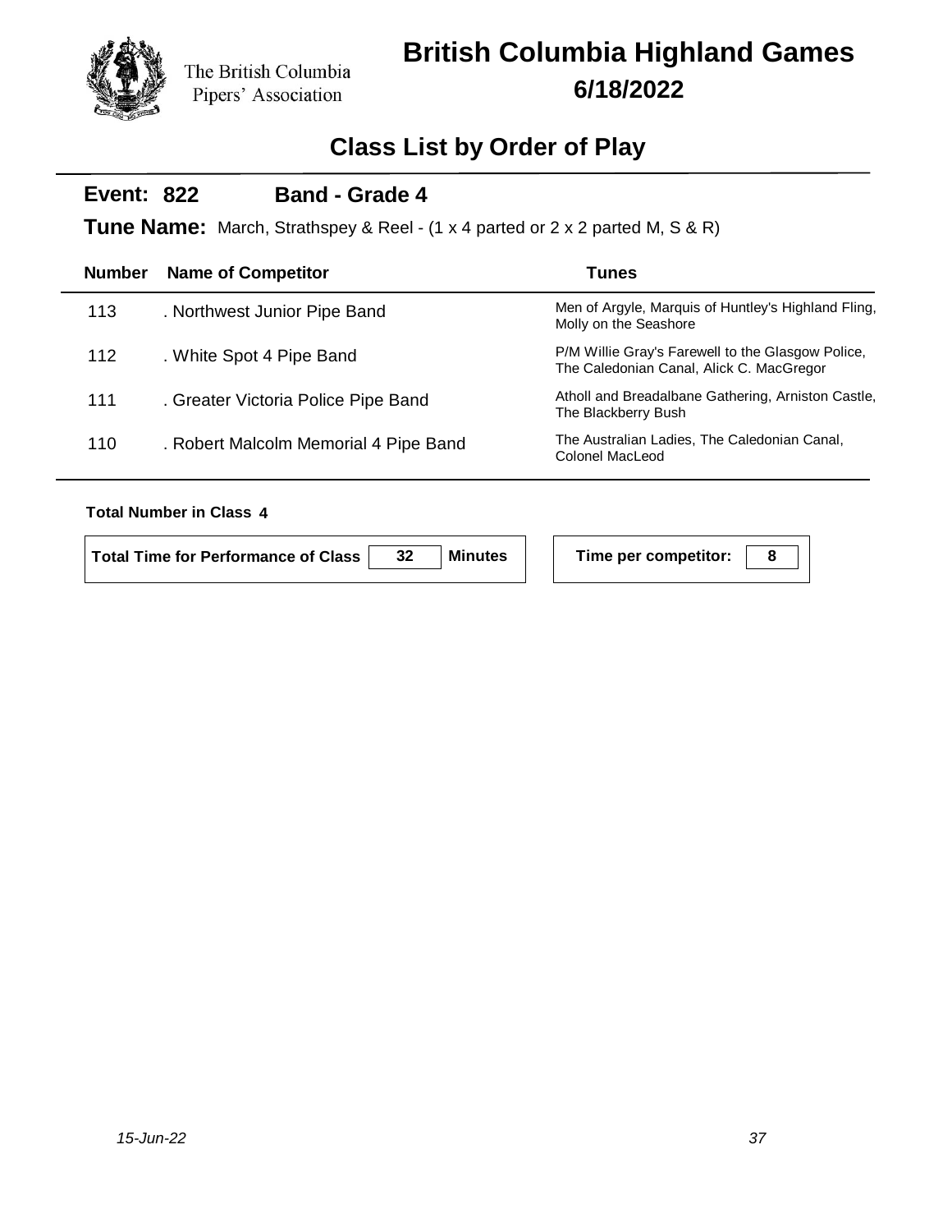The British Columbia Pipers' Association

# British Columbia Highland Games

## 6/18/2022

## Class List by Order of Play

**Event: 822** **Band - Grade 4**

**Tune Name:** March, Strathspey & Reel - (1 x 4 parted or 2 x 2 parted M, S & R)

| Number | Name of Competitor | Tunes |
|---|---|---|
| 113 | . Northwest Junior Pipe Band | Men of Argyle, Marquis of Huntley's Highland Fling, Molly on the Seashore |
| 112 | . White Spot 4 Pipe Band | P/M Willie Gray's Farewell to the Glasgow Police, The Caledonian Canal, Alick C. MacGregor |
| 111 | . Greater Victoria Police Pipe Band | Atholl and Breadalbane Gathering, Arniston Castle, The Blackberry Bush |
| 110 | . Robert Malcolm Memorial 4 Pipe Band | The Australian Ladies, The Caledonian Canal, Colonel MacLeod |

**Total Number in Class 4**

**Total Time for Performance of Class** 32 **Minutes**

**Time per competitor:** 8

*15-Jun-22*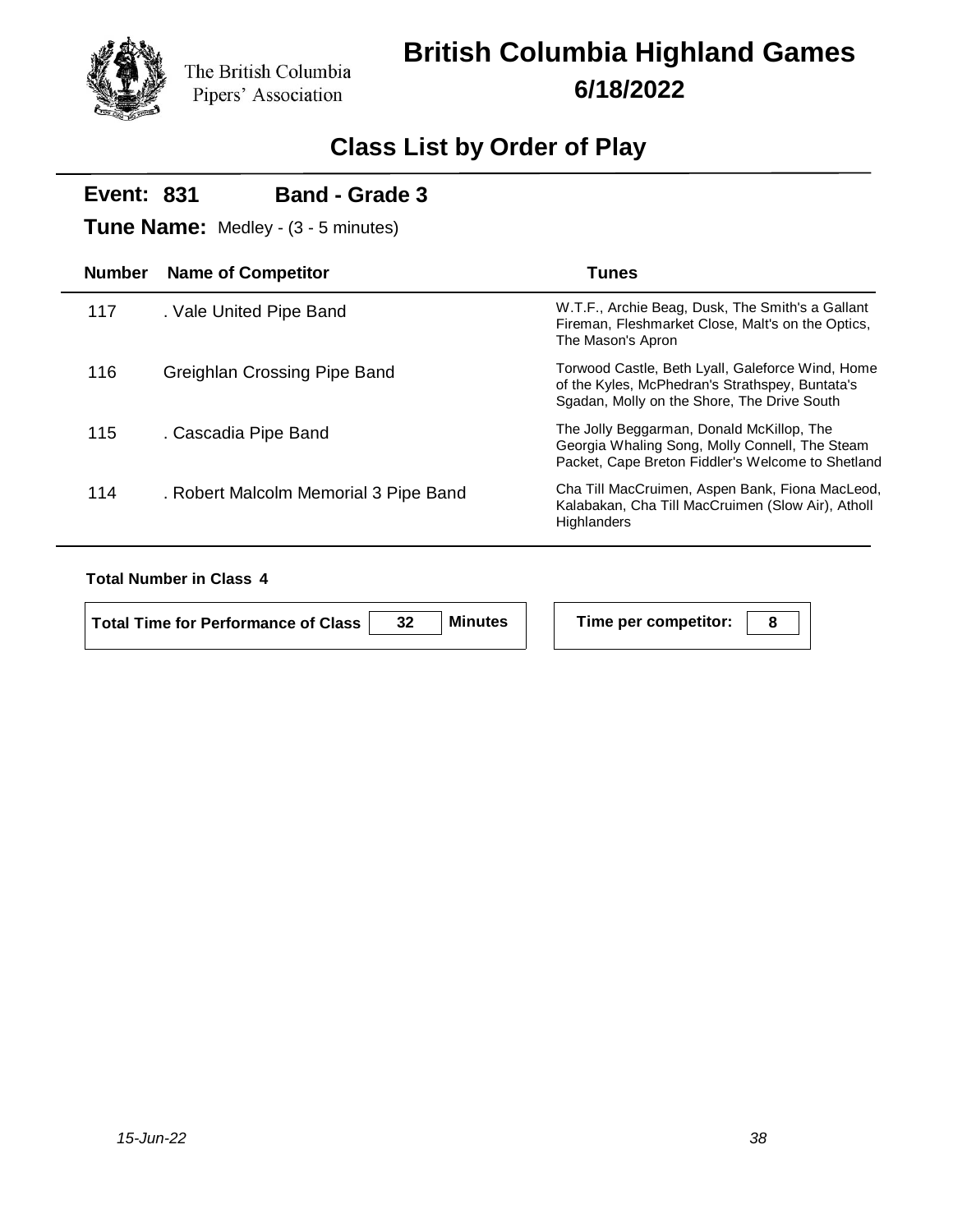The British Columbia Pipers' Association

# British Columbia Highland Games

**6/18/2022**

## Class List by Order of Play

**Event: 831** **Band - Grade 3**

**Tune Name:** Medley - (3 - 5 minutes)

| Number | Name of Competitor | Tunes |
|---|---|---|
| 117 | . Vale United Pipe Band | W.T.F., Archie Beag, Dusk, The Smith's a Gallant Fireman, Fleshmarket Close, Malt's on the Optics, The Mason's Apron |
| 116 | Greighlan Crossing Pipe Band | Torwood Castle, Beth Lyall, Galeforce Wind, Home of the Kyles, McPhedran's Strathspey, Buntata's Sgadan, Molly on the Shore, The Drive South |
| 115 | . Cascadia Pipe Band | The Jolly Beggarman, Donald McKillop, The Georgia Whaling Song, Molly Connell, The Steam Packet, Cape Breton Fiddler's Welcome to Shetland |
| 114 | . Robert Malcolm Memorial 3 Pipe Band | Cha Till MacCruimen, Aspen Bank, Fiona MacLeod, Kalabakan, Cha Till MacCruimen (Slow Air), Atholl Highlanders |

**Total Number in Class 4**

**Total Time for Performance of Class** 32 **Minutes**

**Time per competitor:** 8

*15-Jun-22*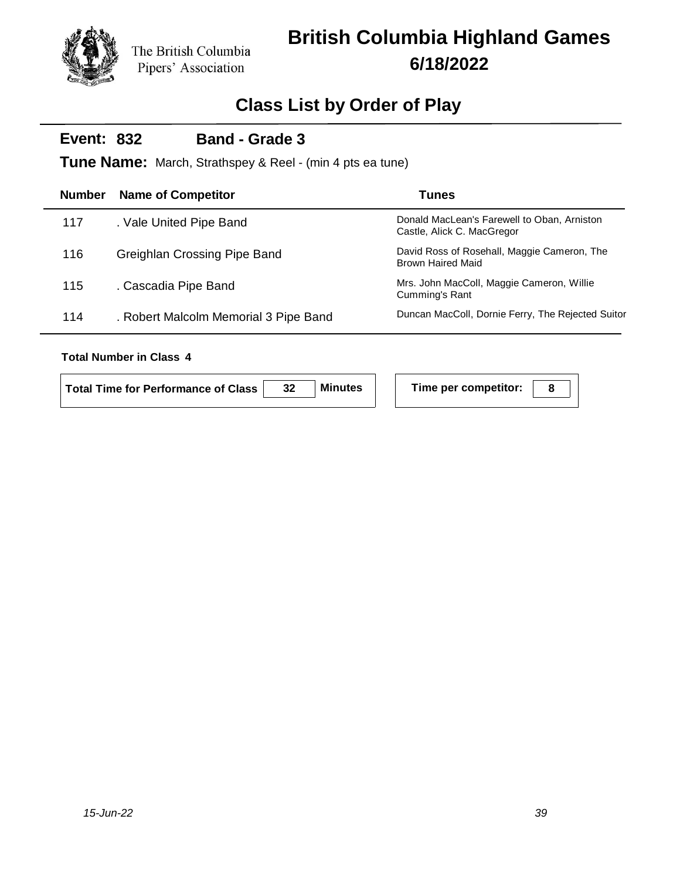The British Columbia Pipers' Association

# British Columbia Highland Games

**6/18/2022**

## Class List by Order of Play

**Event: 832 Band - Grade 3**

**Tune Name:** March, Strathspey & Reel - (min 4 pts ea tune)

| Number | Name of Competitor | Tunes |
|---|---|---|
| 117 | . Vale United Pipe Band | Donald MacLean's Farewell to Oban, Arniston Castle, Alick C. MacGregor |
| 116 | Greighlan Crossing Pipe Band | David Ross of Rosehall, Maggie Cameron, The Brown Haired Maid |
| 115 | . Cascadia Pipe Band | Mrs. John MacColl, Maggie Cameron, Willie Cumming's Rant |
| 114 | . Robert Malcolm Memorial 3 Pipe Band | Duncan MacColl, Dornie Ferry, The Rejected Suitor |

**Total Number in Class 4**

**Total Time for Performance of Class** 32 **Minutes**

**Time per competitor:** 8

*15-Jun-22*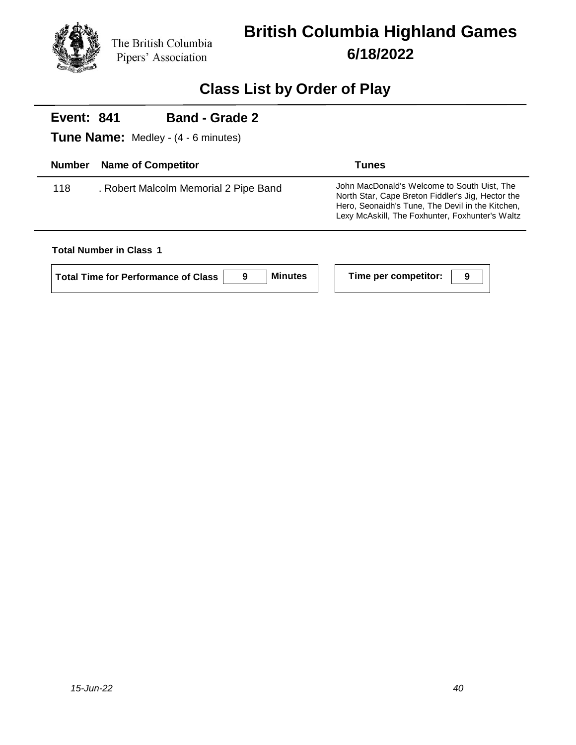The British Columbia Pipers' Association

# British Columbia Highland Games

**6/18/2022**

## Class List by Order of Play

**Event: 841** **Band - Grade 2**

**Tune Name:** Medley - (4 - 6 minutes)

| Number | Name of Competitor | Tunes |
|---|---|---|
| 118 | . Robert Malcolm Memorial 2 Pipe Band | John MacDonald's Welcome to South Uist, The North Star, Cape Breton Fiddler's Jig, Hector the Hero, Seonaidh's Tune, The Devil in the Kitchen, Lexy McAskill, The Foxhunter, Foxhunter's Waltz |

**Total Number in Class 1**

**Total Time for Performance of Class** **9** **Minutes**

**Time per competitor:** **9**

*15-Jun-22*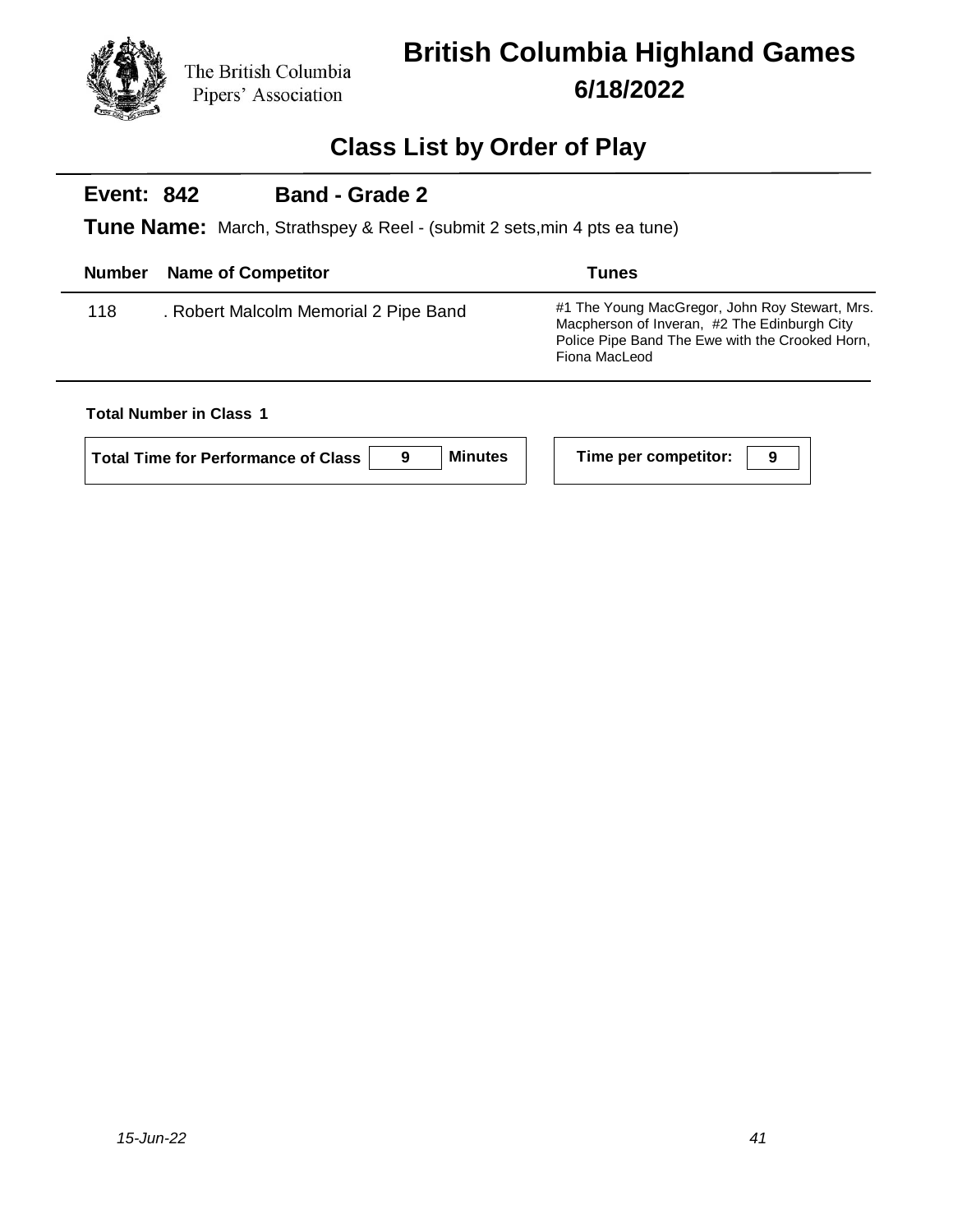The British Columbia Pipers' Association

# British Columbia Highland Games

## 6/18/2022

## Class List by Order of Play

**Event: 842** **Band - Grade 2**

**Tune Name:** March, Strathspey & Reel - (submit 2 sets,min 4 pts ea tune)

| Number | Name of Competitor | Tunes |
|---|---|---|
| 118 | . Robert Malcolm Memorial 2 Pipe Band | #1 The Young MacGregor, John Roy Stewart, Mrs. Macpherson of Inveran, #2 The Edinburgh City Police Pipe Band The Ewe with the Crooked Horn, Fiona MacLeod |

**Total Number in Class 1**

**Total Time for Performance of Class** 9 **Minutes**

**Time per competitor:** 9

*15-Jun-22*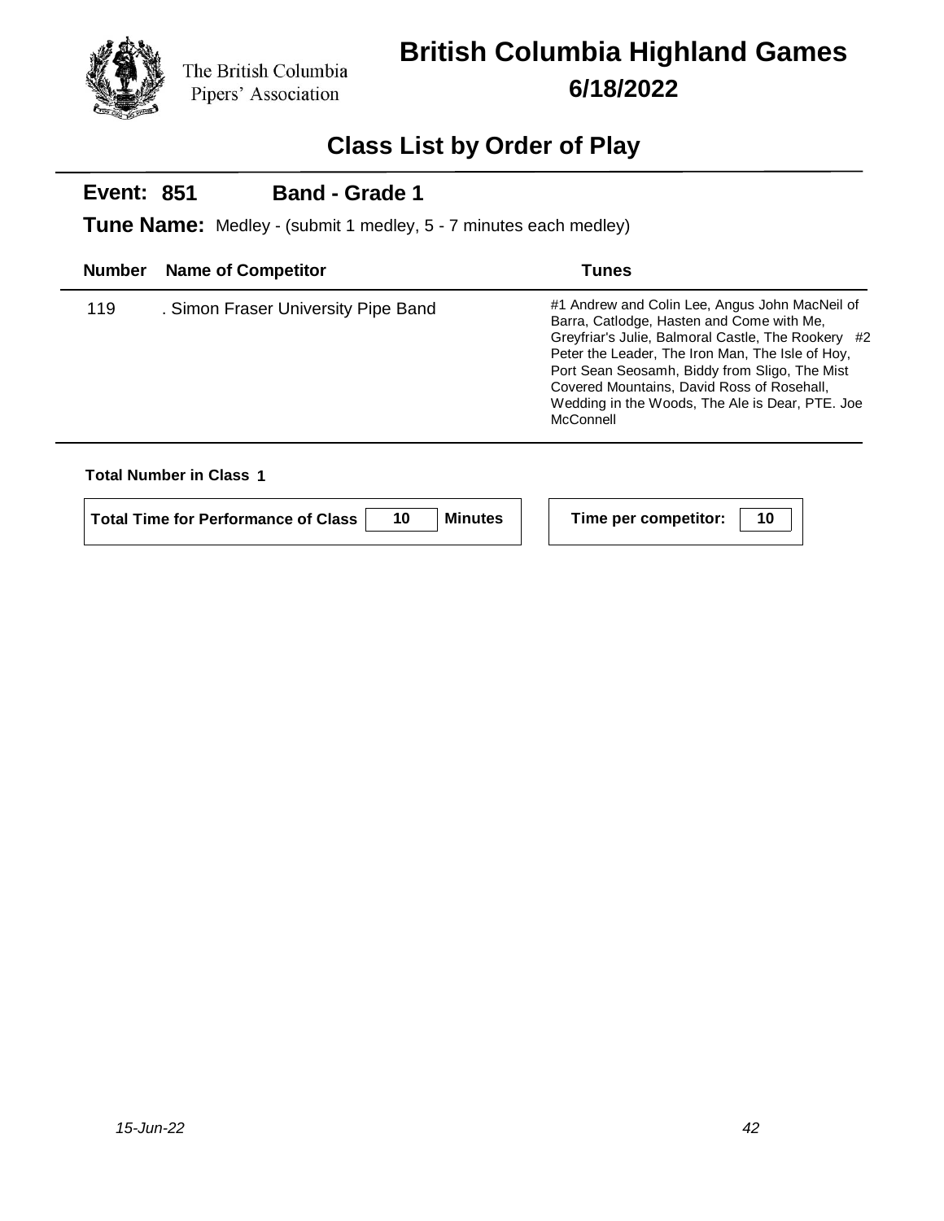The British Columbia Pipers' Association

# British Columbia Highland Games

**6/18/2022**

## Class List by Order of Play

**Event: 851** **Band - Grade 1**

**Tune Name:** Medley - (submit 1 medley, 5 - 7 minutes each medley)

| Number | Name of Competitor | Tunes |
|---|---|---|
| 119 | . Simon Fraser University Pipe Band | #1 Andrew and Colin Lee, Angus John MacNeil of Barra, Catlodge, Hasten and Come with Me, Greyfriar's Julie, Balmoral Castle, The Rookery #2 Peter the Leader, The Iron Man, The Isle of Hoy, Port Sean Seosamh, Biddy from Sligo, The Mist Covered Mountains, David Ross of Rosehall, Wedding in the Woods, The Ale is Dear, PTE. Joe McConnell |

**Total Number in Class 1**

**Total Time for Performance of Class** 10 **Minutes**

**Time per competitor:** 10

*15-Jun-22*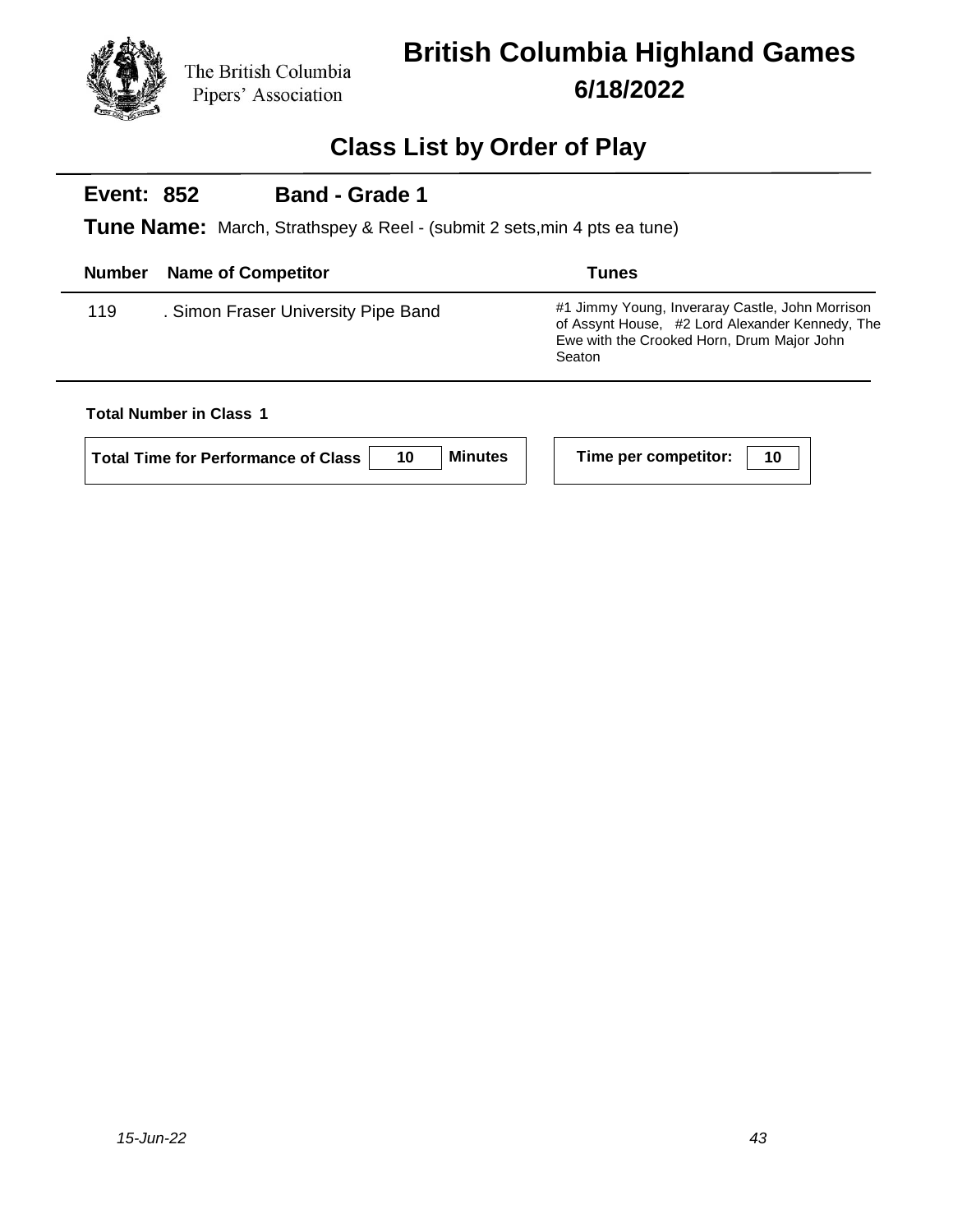The British Columbia Pipers' Association

# British Columbia Highland Games

**6/18/2022**

## Class List by Order of Play

**Event: 852** **Band - Grade 1**

**Tune Name:** March, Strathspey & Reel - (submit 2 sets,min 4 pts ea tune)

| Number | Name of Competitor | Tunes |
|---|---|---|
| 119 | . Simon Fraser University Pipe Band | #1 Jimmy Young, Inveraray Castle, John Morrison of Assynt House, #2 Lord Alexander Kennedy, The Ewe with the Crooked Horn, Drum Major John Seaton |

**Total Number in Class 1**

**Total Time for Performance of Class** 10 **Minutes**

**Time per competitor:** 10

*15-Jun-22*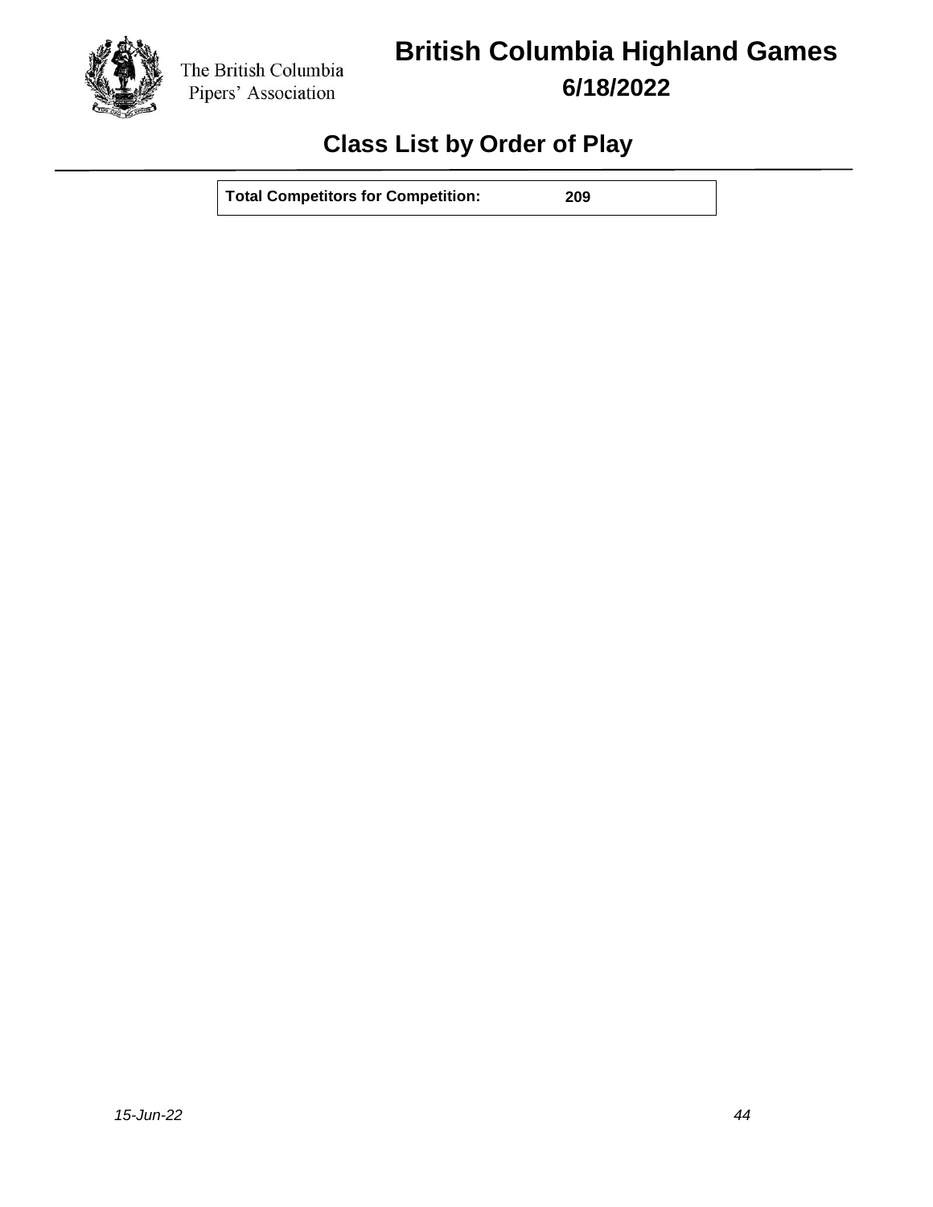The British Columbia Pipers' Association

# British Columbia Highland Games

## 6/18/2022

## Class List by Order of Play

| | |
|---|---|
| **Total Competitors for Competition:** | **209** |